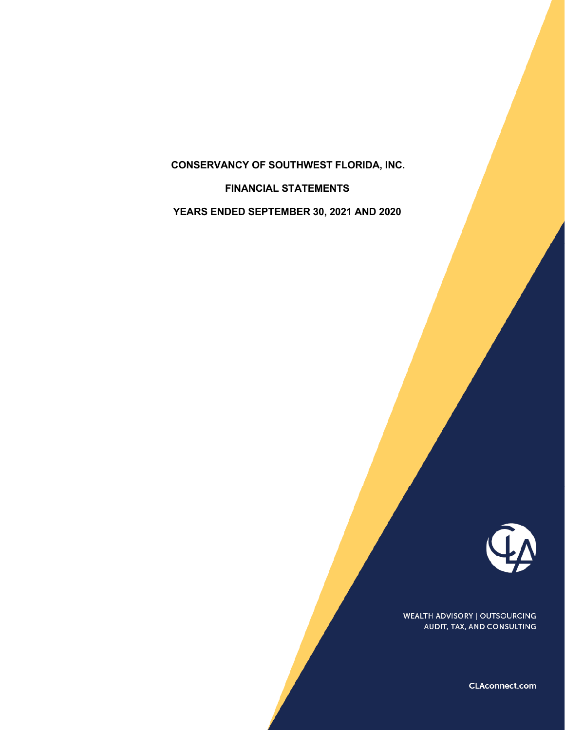# CONSERVANCY OF SOUTHWEST FLORIDA, INC.

## FINANCIAL STATEMENTS

## YEARS ENDED SEPTEMBER 30, 2021 AND 2020

WEALTH ADVISORY | OUTSOURCING
AUDIT, TAX, AND CONSULTING

CLAconnect.com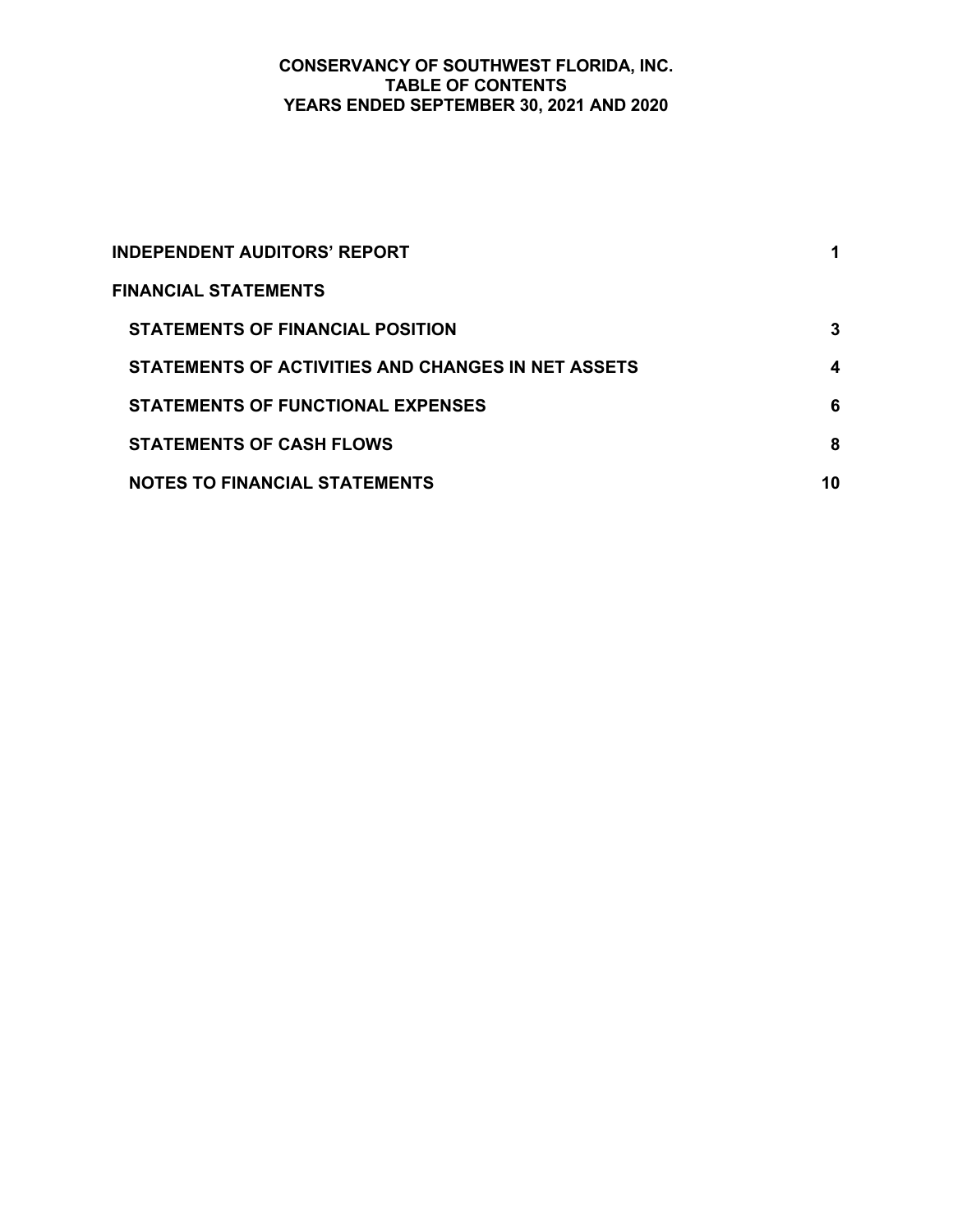# CONSERVANCY OF SOUTHWEST FLORIDA, INC.
## TABLE OF CONTENTS
## YEARS ENDED SEPTEMBER 30, 2021 AND 2020

| | |
|---|---|
| **INDEPENDENT AUDITORS' REPORT** | **1** |
| **FINANCIAL STATEMENTS** | |
| **STATEMENTS OF FINANCIAL POSITION** | **3** |
| **STATEMENTS OF ACTIVITIES AND CHANGES IN NET ASSETS** | **4** |
| **STATEMENTS OF FUNCTIONAL EXPENSES** | **6** |
| **STATEMENTS OF CASH FLOWS** | **8** |
| **NOTES TO FINANCIAL STATEMENTS** | **10** |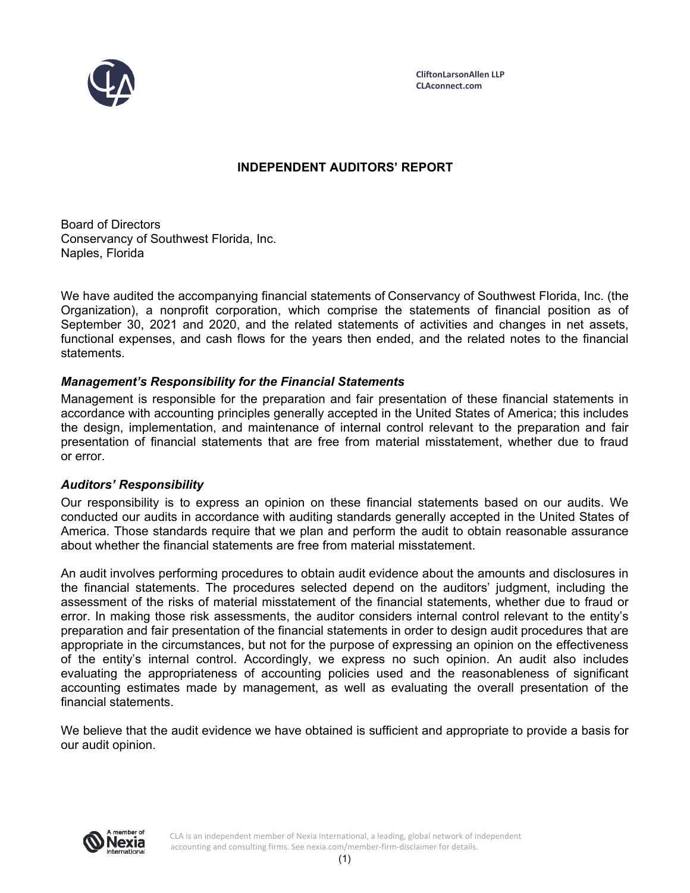CliftonLarsonAllen LLP
CLAconnect.com

# INDEPENDENT AUDITORS' REPORT

Board of Directors
Conservancy of Southwest Florida, Inc.
Naples, Florida

We have audited the accompanying financial statements of Conservancy of Southwest Florida, Inc. (the Organization), a nonprofit corporation, which comprise the statements of financial position as of September 30, 2021 and 2020, and the related statements of activities and changes in net assets, functional expenses, and cash flows for the years then ended, and the related notes to the financial statements.

### *Management's Responsibility for the Financial Statements*

Management is responsible for the preparation and fair presentation of these financial statements in accordance with accounting principles generally accepted in the United States of America; this includes the design, implementation, and maintenance of internal control relevant to the preparation and fair presentation of financial statements that are free from material misstatement, whether due to fraud or error.

### *Auditors' Responsibility*

Our responsibility is to express an opinion on these financial statements based on our audits. We conducted our audits in accordance with auditing standards generally accepted in the United States of America. Those standards require that we plan and perform the audit to obtain reasonable assurance about whether the financial statements are free from material misstatement.

An audit involves performing procedures to obtain audit evidence about the amounts and disclosures in the financial statements. The procedures selected depend on the auditors' judgment, including the assessment of the risks of material misstatement of the financial statements, whether due to fraud or error. In making those risk assessments, the auditor considers internal control relevant to the entity's preparation and fair presentation of the financial statements in order to design audit procedures that are appropriate in the circumstances, but not for the purpose of expressing an opinion on the effectiveness of the entity's internal control. Accordingly, we express no such opinion. An audit also includes evaluating the appropriateness of accounting policies used and the reasonableness of significant accounting estimates made by management, as well as evaluating the overall presentation of the financial statements.

We believe that the audit evidence we have obtained is sufficient and appropriate to provide a basis for our audit opinion.

CLA is an independent member of Nexia International, a leading, global network of independent accounting and consulting firms. See nexia.com/member-firm-disclaimer for details.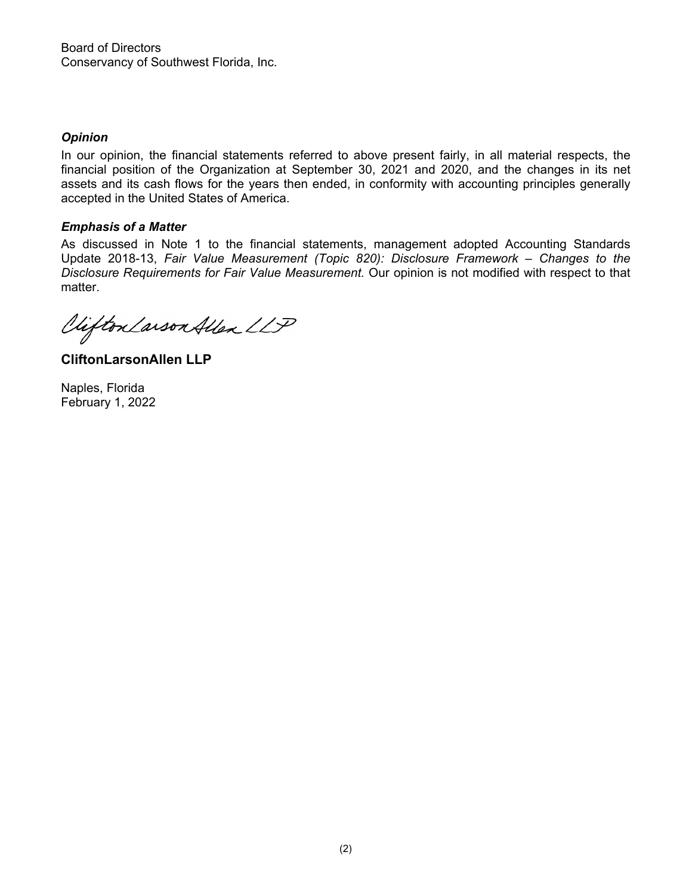Board of Directors
Conservancy of Southwest Florida, Inc.

***Opinion***

In our opinion, the financial statements referred to above present fairly, in all material respects, the financial position of the Organization at September 30, 2021 and 2020, and the changes in its net assets and its cash flows for the years then ended, in conformity with accounting principles generally accepted in the United States of America.

***Emphasis of a Matter***

As discussed in Note 1 to the financial statements, management adopted Accounting Standards Update 2018-13, *Fair Value Measurement (Topic 820): Disclosure Framework – Changes to the Disclosure Requirements for Fair Value Measurement.* Our opinion is not modified with respect to that matter.

CliftonLarsonAllen LLP

**CliftonLarsonAllen LLP**

Naples, Florida
February 1, 2022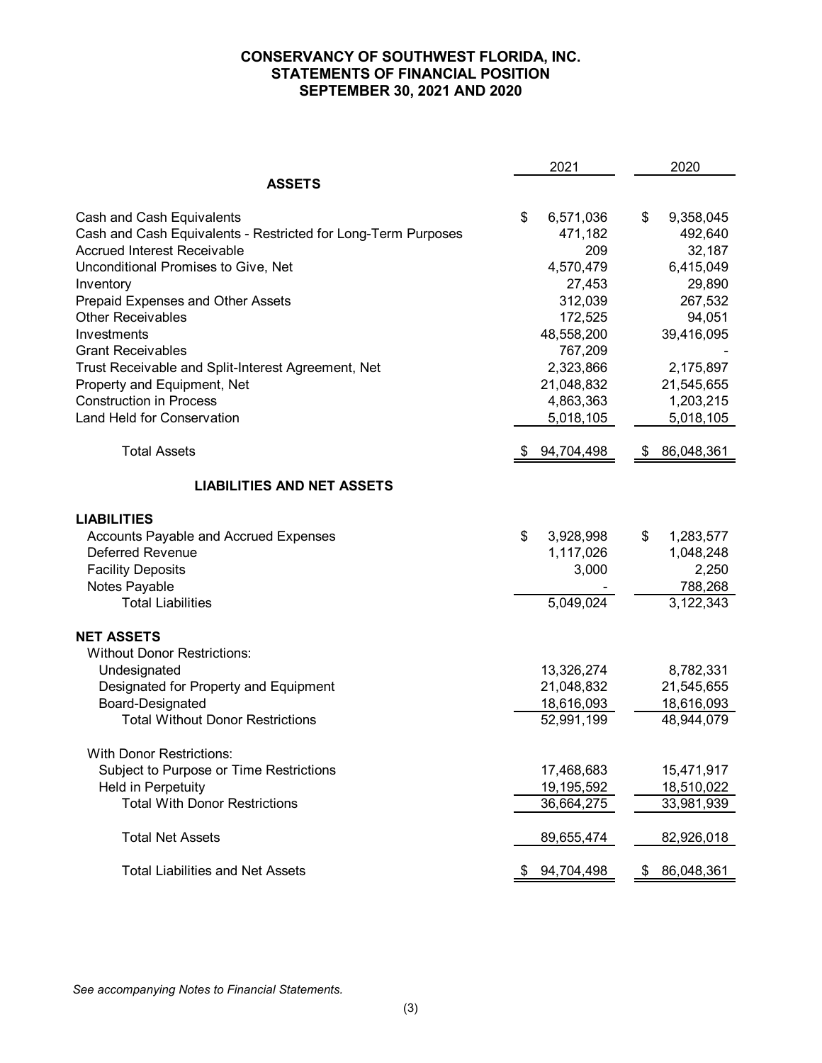# CONSERVANCY OF SOUTHWEST FLORIDA, INC.
## STATEMENTS OF FINANCIAL POSITION
## SEPTEMBER 30, 2021 AND 2020

| | 2021 | 2020 |
|---|---|---|
| **ASSETS** | | |
| Cash and Cash Equivalents | $ 6,571,036 | $ 9,358,045 |
| Cash and Cash Equivalents - Restricted for Long-Term Purposes | 471,182 | 492,640 |
| Accrued Interest Receivable | 209 | 32,187 |
| Unconditional Promises to Give, Net | 4,570,479 | 6,415,049 |
| Inventory | 27,453 | 29,890 |
| Prepaid Expenses and Other Assets | 312,039 | 267,532 |
| Other Receivables | 172,525 | 94,051 |
| Investments | 48,558,200 | 39,416,095 |
| Grant Receivables | 767,209 | - |
| Trust Receivable and Split-Interest Agreement, Net | 2,323,866 | 2,175,897 |
| Property and Equipment, Net | 21,048,832 | 21,545,655 |
| Construction in Process | 4,863,363 | 1,203,215 |
| Land Held for Conservation | 5,018,105 | 5,018,105 |
| Total Assets | $ 94,704,498 | $ 86,048,361 |
| **LIABILITIES AND NET ASSETS** | | |
| **LIABILITIES** | | |
| Accounts Payable and Accrued Expenses | $ 3,928,998 | $ 1,283,577 |
| Deferred Revenue | 1,117,026 | 1,048,248 |
| Facility Deposits | 3,000 | 2,250 |
| Notes Payable | - | 788,268 |
| Total Liabilities | 5,049,024 | 3,122,343 |
| **NET ASSETS** | | |
| Without Donor Restrictions: | | |
| Undesignated | 13,326,274 | 8,782,331 |
| Designated for Property and Equipment | 21,048,832 | 21,545,655 |
| Board-Designated | 18,616,093 | 18,616,093 |
| Total Without Donor Restrictions | 52,991,199 | 48,944,079 |
| With Donor Restrictions: | | |
| Subject to Purpose or Time Restrictions | 17,468,683 | 15,471,917 |
| Held in Perpetuity | 19,195,592 | 18,510,022 |
| Total With Donor Restrictions | 36,664,275 | 33,981,939 |
| Total Net Assets | 89,655,474 | 82,926,018 |
| Total Liabilities and Net Assets | $ 94,704,498 | $ 86,048,361 |

*See accompanying Notes to Financial Statements.*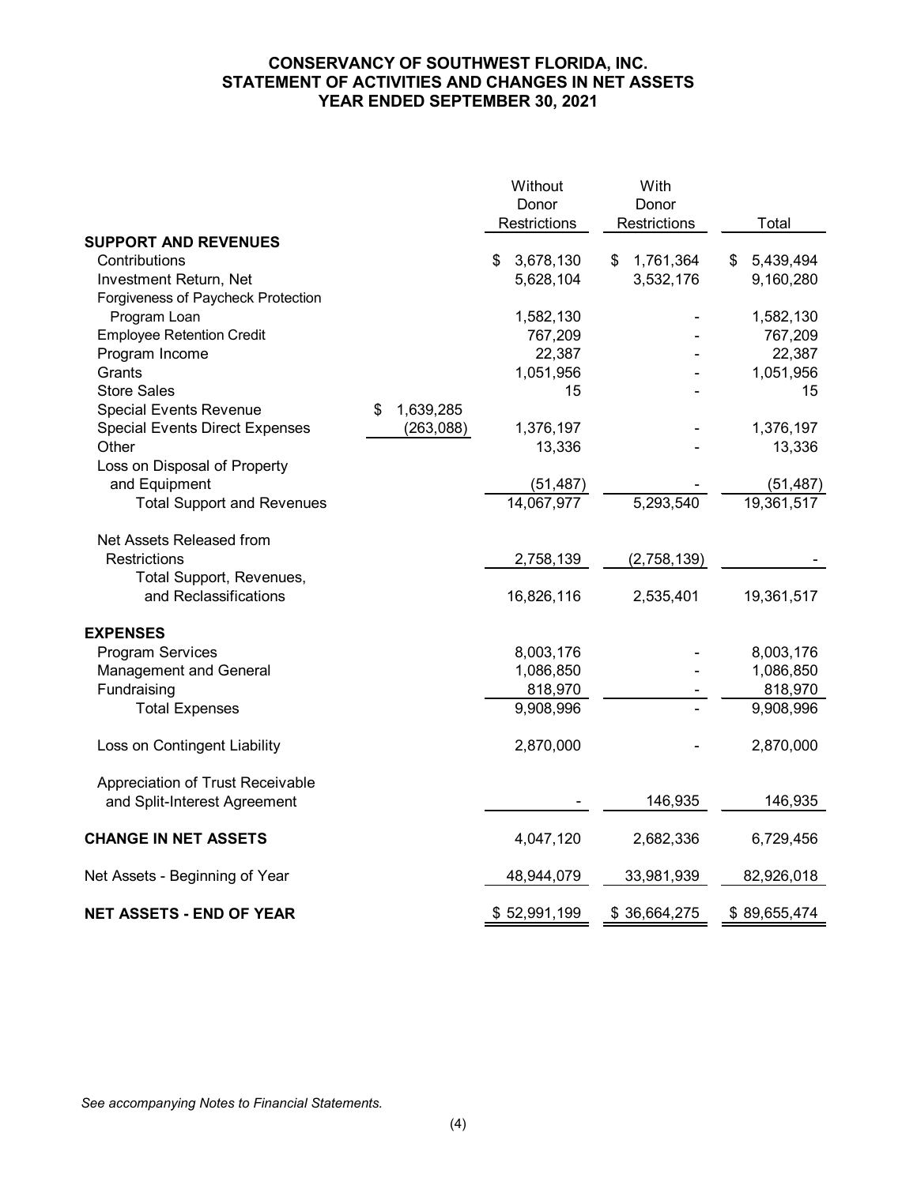# CONSERVANCY OF SOUTHWEST FLORIDA, INC.
## STATEMENT OF ACTIVITIES AND CHANGES IN NET ASSETS
## YEAR ENDED SEPTEMBER 30, 2021

| | | Without Donor Restrictions | With Donor Restrictions | Total |
|---|---|---|---|---|
| **SUPPORT AND REVENUES** | | | | |
| Contributions | | $ 3,678,130 | $ 1,761,364 | $ 5,439,494 |
| Investment Return, Net | | 5,628,104 | 3,532,176 | 9,160,280 |
| Forgiveness of Paycheck Protection Program Loan | | 1,582,130 | - | 1,582,130 |
| Employee Retention Credit | | 767,209 | - | 767,209 |
| Program Income | | 22,387 | - | 22,387 |
| Grants | | 1,051,956 | - | 1,051,956 |
| Store Sales | | 15 | - | 15 |
| Special Events Revenue | $ 1,639,285 | | | |
| Special Events Direct Expenses | (263,088) | 1,376,197 | - | 1,376,197 |
| Other | | 13,336 | - | 13,336 |
| Loss on Disposal of Property and Equipment | | (51,487) | - | (51,487) |
| Total Support and Revenues | | 14,067,977 | 5,293,540 | 19,361,517 |
| Net Assets Released from Restrictions | | 2,758,139 | (2,758,139) | - |
| Total Support, Revenues, and Reclassifications | | 16,826,116 | 2,535,401 | 19,361,517 |
| **EXPENSES** | | | | |
| Program Services | | 8,003,176 | - | 8,003,176 |
| Management and General | | 1,086,850 | - | 1,086,850 |
| Fundraising | | 818,970 | - | 818,970 |
| Total Expenses | | 9,908,996 | - | 9,908,996 |
| Loss on Contingent Liability | | 2,870,000 | - | 2,870,000 |
| Appreciation of Trust Receivable and Split-Interest Agreement | | - | 146,935 | 146,935 |
| **CHANGE IN NET ASSETS** | | 4,047,120 | 2,682,336 | 6,729,456 |
| Net Assets - Beginning of Year | | 48,944,079 | 33,981,939 | 82,926,018 |
| **NET ASSETS - END OF YEAR** | | $ 52,991,199 | $ 36,664,275 | $ 89,655,474 |

*See accompanying Notes to Financial Statements.*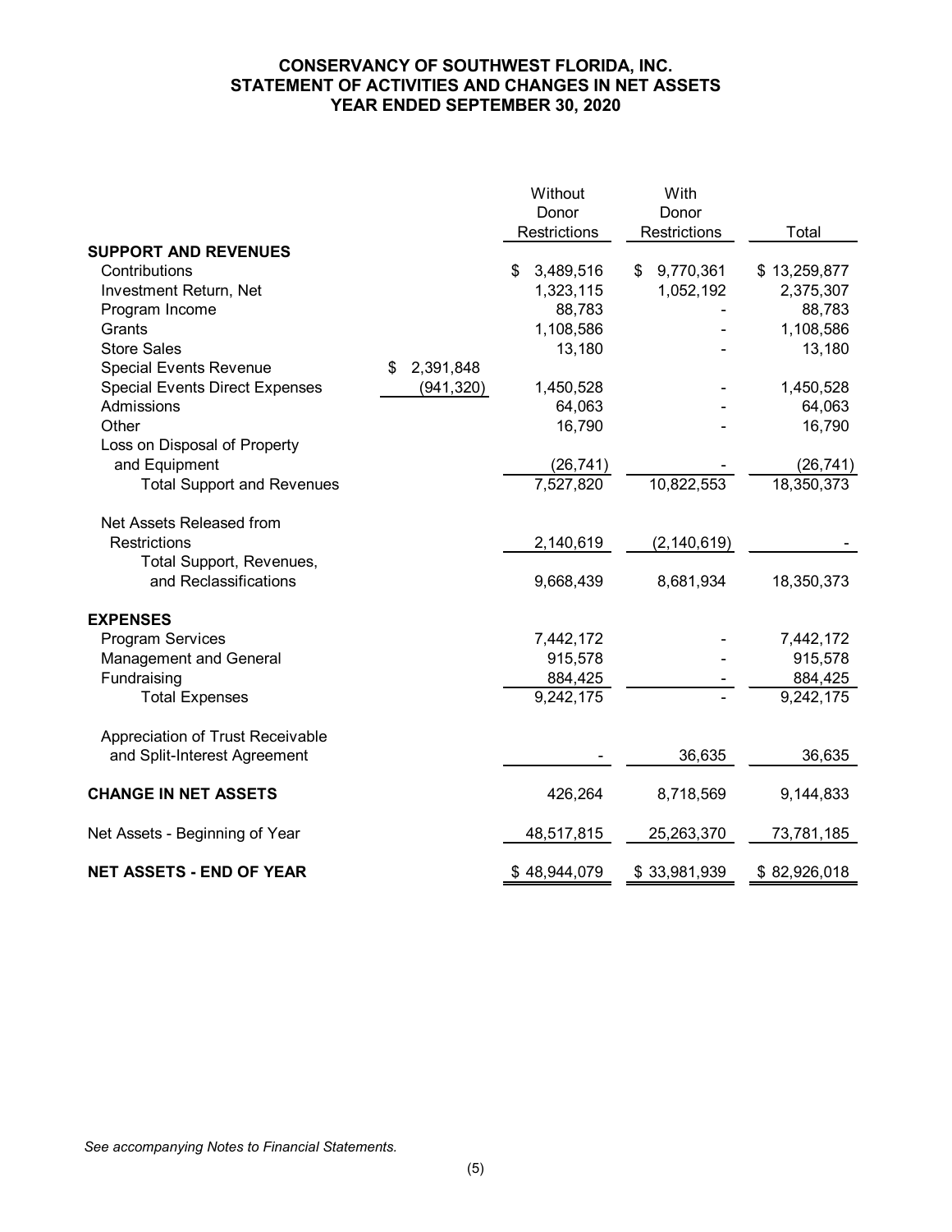# CONSERVANCY OF SOUTHWEST FLORIDA, INC.
## STATEMENT OF ACTIVITIES AND CHANGES IN NET ASSETS
## YEAR ENDED SEPTEMBER 30, 2020

| | | Without Donor Restrictions | With Donor Restrictions | Total |
|---|---|---|---|---|
| **SUPPORT AND REVENUES** | | | | |
| Contributions | | $ 3,489,516 | $ 9,770,361 | $ 13,259,877 |
| Investment Return, Net | | 1,323,115 | 1,052,192 | 2,375,307 |
| Program Income | | 88,783 | - | 88,783 |
| Grants | | 1,108,586 | - | 1,108,586 |
| Store Sales | | 13,180 | - | 13,180 |
| Special Events Revenue | $ 2,391,848 | | | |
| Special Events Direct Expenses | (941,320) | 1,450,528 | - | 1,450,528 |
| Admissions | | 64,063 | - | 64,063 |
| Other | | 16,790 | - | 16,790 |
| Loss on Disposal of Property and Equipment | | (26,741) | - | (26,741) |
| Total Support and Revenues | | 7,527,820 | 10,822,553 | 18,350,373 |
| Net Assets Released from Restrictions | | 2,140,619 | (2,140,619) | - |
| Total Support, Revenues, and Reclassifications | | 9,668,439 | 8,681,934 | 18,350,373 |
| **EXPENSES** | | | | |
| Program Services | | 7,442,172 | - | 7,442,172 |
| Management and General | | 915,578 | - | 915,578 |
| Fundraising | | 884,425 | - | 884,425 |
| Total Expenses | | 9,242,175 | - | 9,242,175 |
| Appreciation of Trust Receivable and Split-Interest Agreement | | - | 36,635 | 36,635 |
| **CHANGE IN NET ASSETS** | | 426,264 | 8,718,569 | 9,144,833 |
| Net Assets - Beginning of Year | | 48,517,815 | 25,263,370 | 73,781,185 |
| **NET ASSETS - END OF YEAR** | | $ 48,944,079 | $ 33,981,939 | $ 82,926,018 |

*See accompanying Notes to Financial Statements.*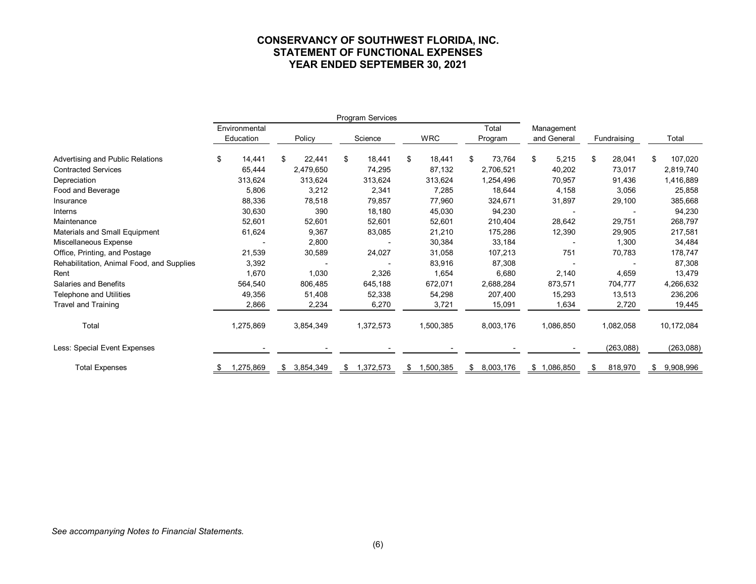# CONSERVANCY OF SOUTHWEST FLORIDA, INC.
# STATEMENT OF FUNCTIONAL EXPENSES
# YEAR ENDED SEPTEMBER 30, 2021

| | Program Services | | | | | | | |
|---|---|---|---|---|---|---|---|---|
| | Environmental Education | Policy | Science | WRC | Total Program | Management and General | Fundraising | Total |
| Advertising and Public Relations | $ 14,441 | $ 22,441 | $ 18,441 | $ 18,441 | $ 73,764 | $ 5,215 | $ 28,041 | $ 107,020 |
| Contracted Services | 65,444 | 2,479,650 | 74,295 | 87,132 | 2,706,521 | 40,202 | 73,017 | 2,819,740 |
| Depreciation | 313,624 | 313,624 | 313,624 | 313,624 | 1,254,496 | 70,957 | 91,436 | 1,416,889 |
| Food and Beverage | 5,806 | 3,212 | 2,341 | 7,285 | 18,644 | 4,158 | 3,056 | 25,858 |
| Insurance | 88,336 | 78,518 | 79,857 | 77,960 | 324,671 | 31,897 | 29,100 | 385,668 |
| Interns | 30,630 | 390 | 18,180 | 45,030 | 94,230 | - | - | 94,230 |
| Maintenance | 52,601 | 52,601 | 52,601 | 52,601 | 210,404 | 28,642 | 29,751 | 268,797 |
| Materials and Small Equipment | 61,624 | 9,367 | 83,085 | 21,210 | 175,286 | 12,390 | 29,905 | 217,581 |
| Miscellaneous Expense | - | 2,800 | - | 30,384 | 33,184 | - | 1,300 | 34,484 |
| Office, Printing, and Postage | 21,539 | 30,589 | 24,027 | 31,058 | 107,213 | 751 | 70,783 | 178,747 |
| Rehabilitation, Animal Food, and Supplies | 3,392 | - | - | 83,916 | 87,308 | - | - | 87,308 |
| Rent | 1,670 | 1,030 | 2,326 | 1,654 | 6,680 | 2,140 | 4,659 | 13,479 |
| Salaries and Benefits | 564,540 | 806,485 | 645,188 | 672,071 | 2,688,284 | 873,571 | 704,777 | 4,266,632 |
| Telephone and Utilities | 49,356 | 51,408 | 52,338 | 54,298 | 207,400 | 15,293 | 13,513 | 236,206 |
| Travel and Training | 2,866 | 2,234 | 6,270 | 3,721 | 15,091 | 1,634 | 2,720 | 19,445 |
| Total | 1,275,869 | 3,854,349 | 1,372,573 | 1,500,385 | 8,003,176 | 1,086,850 | 1,082,058 | 10,172,084 |
| Less: Special Event Expenses | - | - | - | - | - | - | (263,088) | (263,088) |
| Total Expenses | $ 1,275,869 | $ 3,854,349 | $ 1,372,573 | $ 1,500,385 | $ 8,003,176 | $ 1,086,850 | $ 818,970 | $ 9,908,996 |

*See accompanying Notes to Financial Statements.*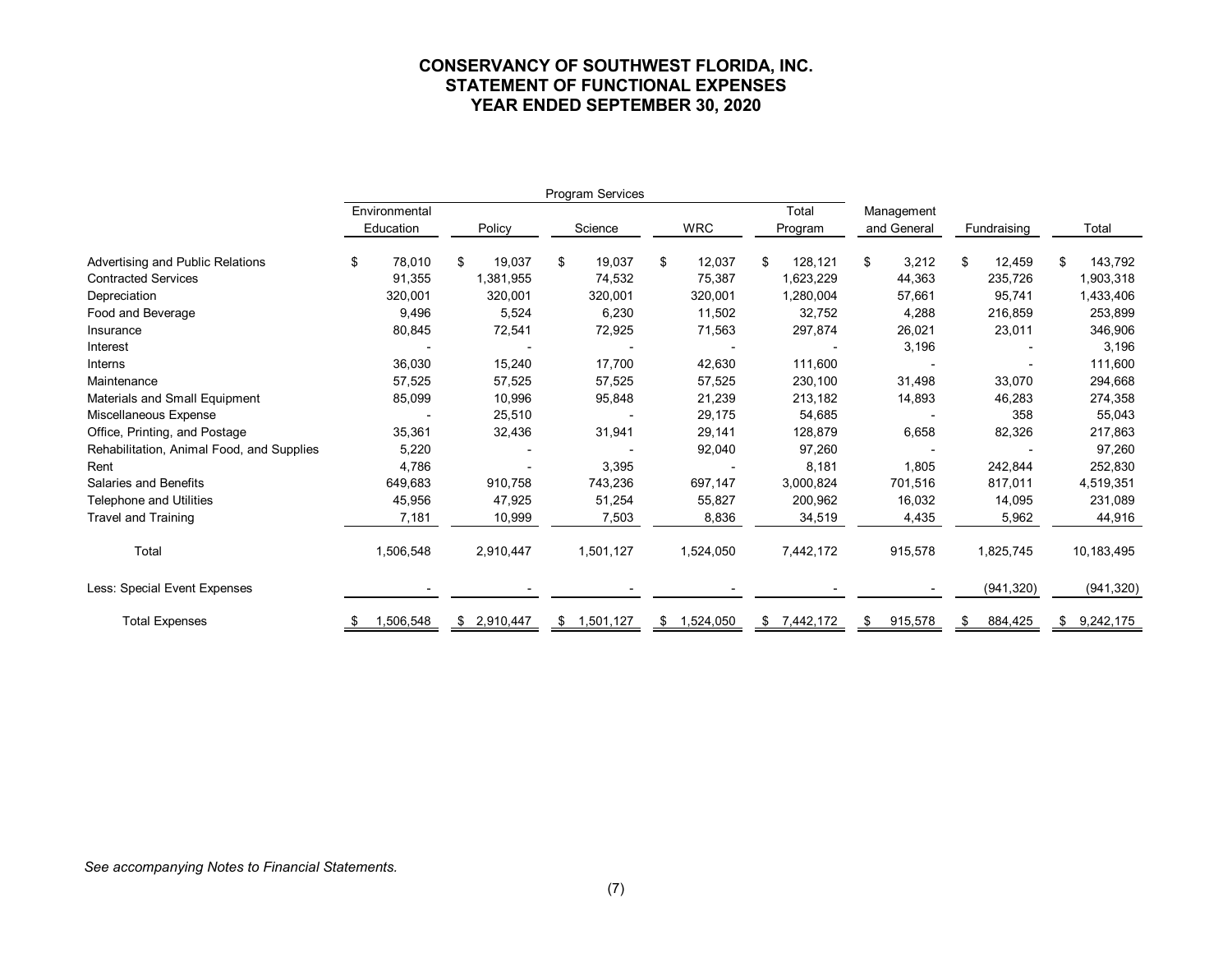# CONSERVANCY OF SOUTHWEST FLORIDA, INC.
## STATEMENT OF FUNCTIONAL EXPENSES
## YEAR ENDED SEPTEMBER 30, 2020

| | Program Services | | | | | | | |
|---|---|---|---|---|---|---|---|---|
| | Environmental Education | Policy | Science | WRC | Total Program | Management and General | Fundraising | Total |
| Advertising and Public Relations | $ 78,010 | $ 19,037 | $ 19,037 | $ 12,037 | $ 128,121 | $ 3,212 | $ 12,459 | $ 143,792 |
| Contracted Services | 91,355 | 1,381,955 | 74,532 | 75,387 | 1,623,229 | 44,363 | 235,726 | 1,903,318 |
| Depreciation | 320,001 | 320,001 | 320,001 | 320,001 | 1,280,004 | 57,661 | 95,741 | 1,433,406 |
| Food and Beverage | 9,496 | 5,524 | 6,230 | 11,502 | 32,752 | 4,288 | 216,859 | 253,899 |
| Insurance | 80,845 | 72,541 | 72,925 | 71,563 | 297,874 | 26,021 | 23,011 | 346,906 |
| Interest | - | - | - | - | - | 3,196 | - | 3,196 |
| Interns | 36,030 | 15,240 | 17,700 | 42,630 | 111,600 | - | - | 111,600 |
| Maintenance | 57,525 | 57,525 | 57,525 | 57,525 | 230,100 | 31,498 | 33,070 | 294,668 |
| Materials and Small Equipment | 85,099 | 10,996 | 95,848 | 21,239 | 213,182 | 14,893 | 46,283 | 274,358 |
| Miscellaneous Expense | - | 25,510 | - | 29,175 | 54,685 | - | 358 | 55,043 |
| Office, Printing, and Postage | 35,361 | 32,436 | 31,941 | 29,141 | 128,879 | 6,658 | 82,326 | 217,863 |
| Rehabilitation, Animal Food, and Supplies | 5,220 | - | - | 92,040 | 97,260 | - | - | 97,260 |
| Rent | 4,786 | - | 3,395 | - | 8,181 | 1,805 | 242,844 | 252,830 |
| Salaries and Benefits | 649,683 | 910,758 | 743,236 | 697,147 | 3,000,824 | 701,516 | 817,011 | 4,519,351 |
| Telephone and Utilities | 45,956 | 47,925 | 51,254 | 55,827 | 200,962 | 16,032 | 14,095 | 231,089 |
| Travel and Training | 7,181 | 10,999 | 7,503 | 8,836 | 34,519 | 4,435 | 5,962 | 44,916 |
| Total | 1,506,548 | 2,910,447 | 1,501,127 | 1,524,050 | 7,442,172 | 915,578 | 1,825,745 | 10,183,495 |
| Less: Special Event Expenses | - | - | - | - | - | - | (941,320) | (941,320) |
| Total Expenses | $ 1,506,548 | $ 2,910,447 | $ 1,501,127 | $ 1,524,050 | $ 7,442,172 | $ 915,578 | $ 884,425 | $ 9,242,175 |

*See accompanying Notes to Financial Statements.*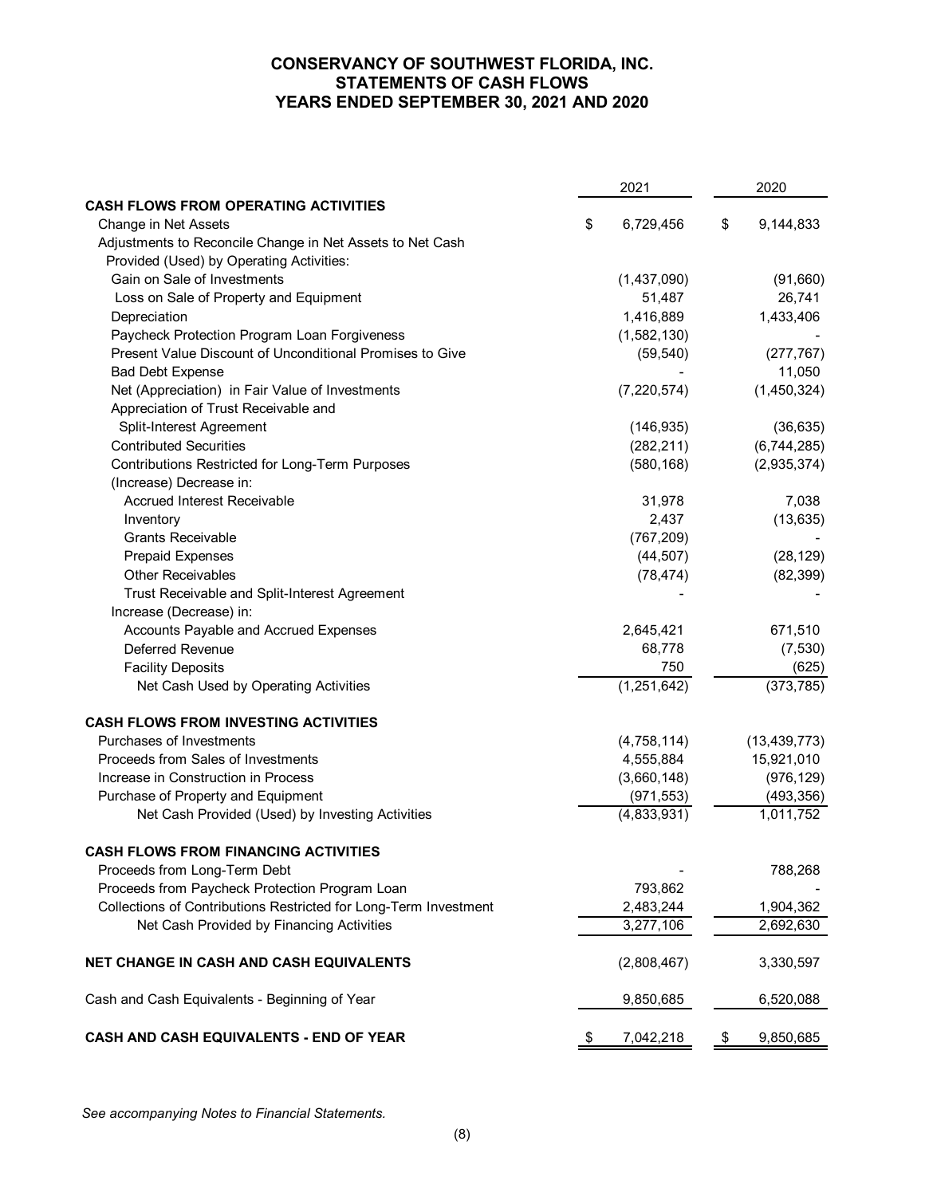# CONSERVANCY OF SOUTHWEST FLORIDA, INC.
## STATEMENTS OF CASH FLOWS
## YEARS ENDED SEPTEMBER 30, 2021 AND 2020

| | 2021 | 2020 |
|---|---|---|
| **CASH FLOWS FROM OPERATING ACTIVITIES** | | |
| Change in Net Assets | $ 6,729,456 | $ 9,144,833 |
| Adjustments to Reconcile Change in Net Assets to Net Cash Provided (Used) by Operating Activities: | | |
| Gain on Sale of Investments | (1,437,090) | (91,660) |
| Loss on Sale of Property and Equipment | 51,487 | 26,741 |
| Depreciation | 1,416,889 | 1,433,406 |
| Paycheck Protection Program Loan Forgiveness | (1,582,130) | - |
| Present Value Discount of Unconditional Promises to Give | (59,540) | (277,767) |
| Bad Debt Expense | - | 11,050 |
| Net (Appreciation) in Fair Value of Investments | (7,220,574) | (1,450,324) |
| Appreciation of Trust Receivable and Split-Interest Agreement | (146,935) | (36,635) |
| Contributed Securities | (282,211) | (6,744,285) |
| Contributions Restricted for Long-Term Purposes | (580,168) | (2,935,374) |
| (Increase) Decrease in: | | |
| Accrued Interest Receivable | 31,978 | 7,038 |
| Inventory | 2,437 | (13,635) |
| Grants Receivable | (767,209) | - |
| Prepaid Expenses | (44,507) | (28,129) |
| Other Receivables | (78,474) | (82,399) |
| Trust Receivable and Split-Interest Agreement | - | - |
| Increase (Decrease) in: | | |
| Accounts Payable and Accrued Expenses | 2,645,421 | 671,510 |
| Deferred Revenue | 68,778 | (7,530) |
| Facility Deposits | 750 | (625) |
| Net Cash Used by Operating Activities | (1,251,642) | (373,785) |
| | | |
| **CASH FLOWS FROM INVESTING ACTIVITIES** | | |
| Purchases of Investments | (4,758,114) | (13,439,773) |
| Proceeds from Sales of Investments | 4,555,884 | 15,921,010 |
| Increase in Construction in Process | (3,660,148) | (976,129) |
| Purchase of Property and Equipment | (971,553) | (493,356) |
| Net Cash Provided (Used) by Investing Activities | (4,833,931) | 1,011,752 |
| | | |
| **CASH FLOWS FROM FINANCING ACTIVITIES** | | |
| Proceeds from Long-Term Debt | - | 788,268 |
| Proceeds from Paycheck Protection Program Loan | 793,862 | - |
| Collections of Contributions Restricted for Long-Term Investment | 2,483,244 | 1,904,362 |
| Net Cash Provided by Financing Activities | 3,277,106 | 2,692,630 |
| | | |
| **NET CHANGE IN CASH AND CASH EQUIVALENTS** | (2,808,467) | 3,330,597 |
| | | |
| Cash and Cash Equivalents - Beginning of Year | 9,850,685 | 6,520,088 |
| | | |
| **CASH AND CASH EQUIVALENTS - END OF YEAR** | $ 7,042,218 | $ 9,850,685 |

*See accompanying Notes to Financial Statements.*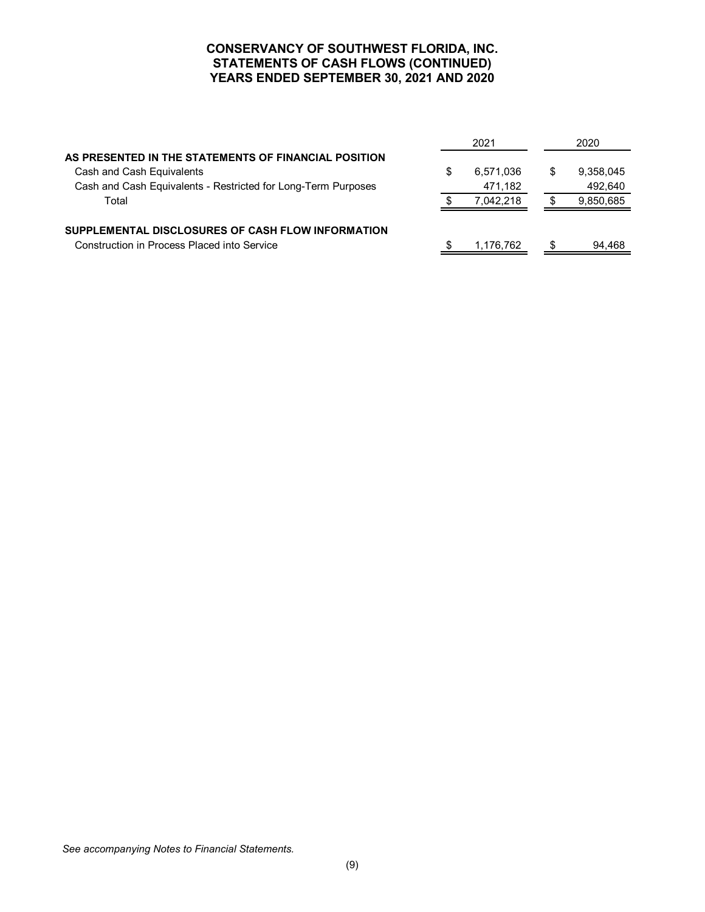# CONSERVANCY OF SOUTHWEST FLORIDA, INC.
## STATEMENTS OF CASH FLOWS (CONTINUED)
## YEARS ENDED SEPTEMBER 30, 2021 AND 2020

| | 2021 | 2020 |
|---|---|---|
| **AS PRESENTED IN THE STATEMENTS OF FINANCIAL POSITION** | | |
| Cash and Cash Equivalents | $ 6,571,036 | $ 9,358,045 |
| Cash and Cash Equivalents - Restricted for Long-Term Purposes | 471,182 | 492,640 |
| Total | $ 7,042,218 | $ 9,850,685 |
| **SUPPLEMENTAL DISCLOSURES OF CASH FLOW INFORMATION** | | |
| Construction in Process Placed into Service | $ 1,176,762 | $ 94,468 |

*See accompanying Notes to Financial Statements.*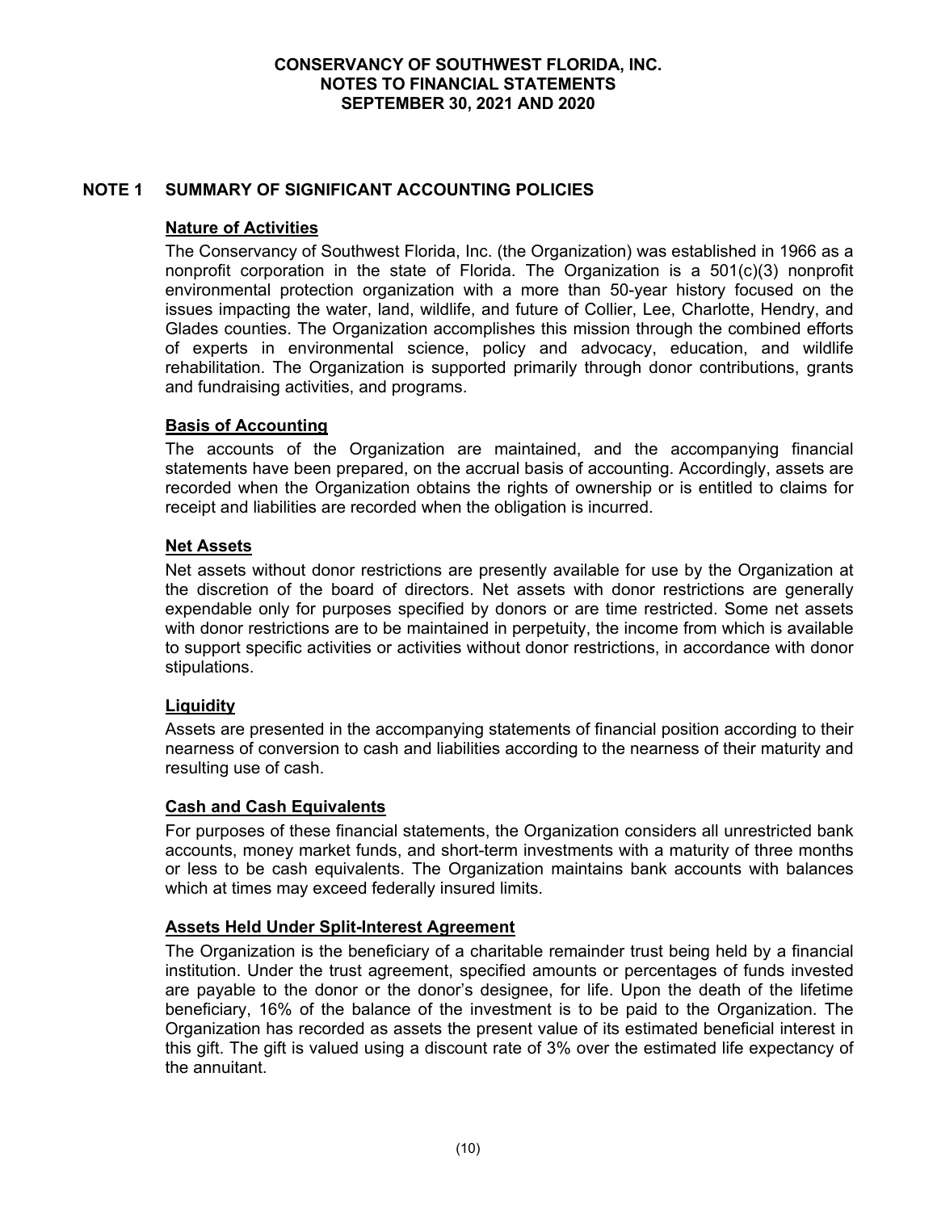# CONSERVANCY OF SOUTHWEST FLORIDA, INC.
# NOTES TO FINANCIAL STATEMENTS
# SEPTEMBER 30, 2021 AND 2020

## NOTE 1 SUMMARY OF SIGNIFICANT ACCOUNTING POLICIES

### Nature of Activities

The Conservancy of Southwest Florida, Inc. (the Organization) was established in 1966 as a nonprofit corporation in the state of Florida. The Organization is a 501(c)(3) nonprofit environmental protection organization with a more than 50-year history focused on the issues impacting the water, land, wildlife, and future of Collier, Lee, Charlotte, Hendry, and Glades counties. The Organization accomplishes this mission through the combined efforts of experts in environmental science, policy and advocacy, education, and wildlife rehabilitation. The Organization is supported primarily through donor contributions, grants and fundraising activities, and programs.

### Basis of Accounting

The accounts of the Organization are maintained, and the accompanying financial statements have been prepared, on the accrual basis of accounting. Accordingly, assets are recorded when the Organization obtains the rights of ownership or is entitled to claims for receipt and liabilities are recorded when the obligation is incurred.

### Net Assets

Net assets without donor restrictions are presently available for use by the Organization at the discretion of the board of directors. Net assets with donor restrictions are generally expendable only for purposes specified by donors or are time restricted. Some net assets with donor restrictions are to be maintained in perpetuity, the income from which is available to support specific activities or activities without donor restrictions, in accordance with donor stipulations.

### Liquidity

Assets are presented in the accompanying statements of financial position according to their nearness of conversion to cash and liabilities according to the nearness of their maturity and resulting use of cash.

### Cash and Cash Equivalents

For purposes of these financial statements, the Organization considers all unrestricted bank accounts, money market funds, and short-term investments with a maturity of three months or less to be cash equivalents. The Organization maintains bank accounts with balances which at times may exceed federally insured limits.

### Assets Held Under Split-Interest Agreement

The Organization is the beneficiary of a charitable remainder trust being held by a financial institution. Under the trust agreement, specified amounts or percentages of funds invested are payable to the donor or the donor's designee, for life. Upon the death of the lifetime beneficiary, 16% of the balance of the investment is to be paid to the Organization. The Organization has recorded as assets the present value of its estimated beneficial interest in this gift. The gift is valued using a discount rate of 3% over the estimated life expectancy of the annuitant.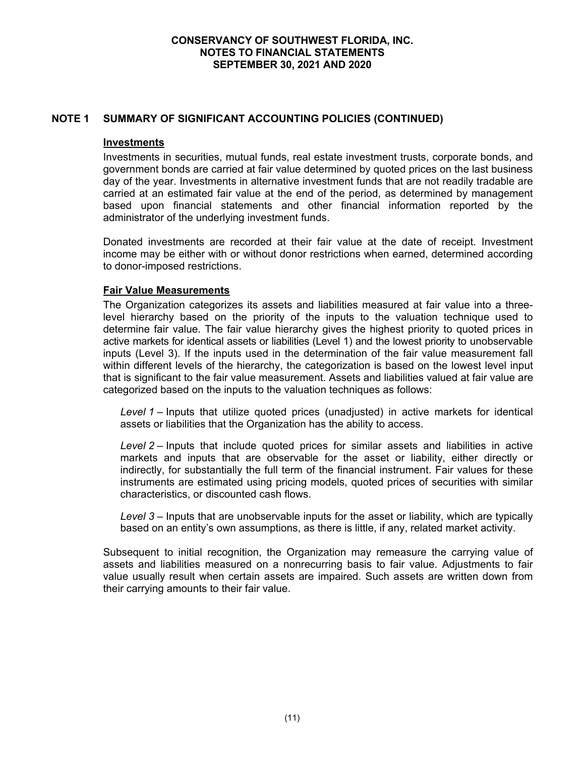## NOTE 1 SUMMARY OF SIGNIFICANT ACCOUNTING POLICIES (CONTINUED)

### Investments

Investments in securities, mutual funds, real estate investment trusts, corporate bonds, and government bonds are carried at fair value determined by quoted prices on the last business day of the year. Investments in alternative investment funds that are not readily tradable are carried at an estimated fair value at the end of the period, as determined by management based upon financial statements and other financial information reported by the administrator of the underlying investment funds.

Donated investments are recorded at their fair value at the date of receipt. Investment income may be either with or without donor restrictions when earned, determined according to donor-imposed restrictions.

### Fair Value Measurements

The Organization categorizes its assets and liabilities measured at fair value into a three-level hierarchy based on the priority of the inputs to the valuation technique used to determine fair value. The fair value hierarchy gives the highest priority to quoted prices in active markets for identical assets or liabilities (Level 1) and the lowest priority to unobservable inputs (Level 3). If the inputs used in the determination of the fair value measurement fall within different levels of the hierarchy, the categorization is based on the lowest level input that is significant to the fair value measurement. Assets and liabilities valued at fair value are categorized based on the inputs to the valuation techniques as follows:

*Level 1* – Inputs that utilize quoted prices (unadjusted) in active markets for identical assets or liabilities that the Organization has the ability to access.

*Level 2* – Inputs that include quoted prices for similar assets and liabilities in active markets and inputs that are observable for the asset or liability, either directly or indirectly, for substantially the full term of the financial instrument. Fair values for these instruments are estimated using pricing models, quoted prices of securities with similar characteristics, or discounted cash flows.

*Level 3* – Inputs that are unobservable inputs for the asset or liability, which are typically based on an entity's own assumptions, as there is little, if any, related market activity.

Subsequent to initial recognition, the Organization may remeasure the carrying value of assets and liabilities measured on a nonrecurring basis to fair value. Adjustments to fair value usually result when certain assets are impaired. Such assets are written down from their carrying amounts to their fair value.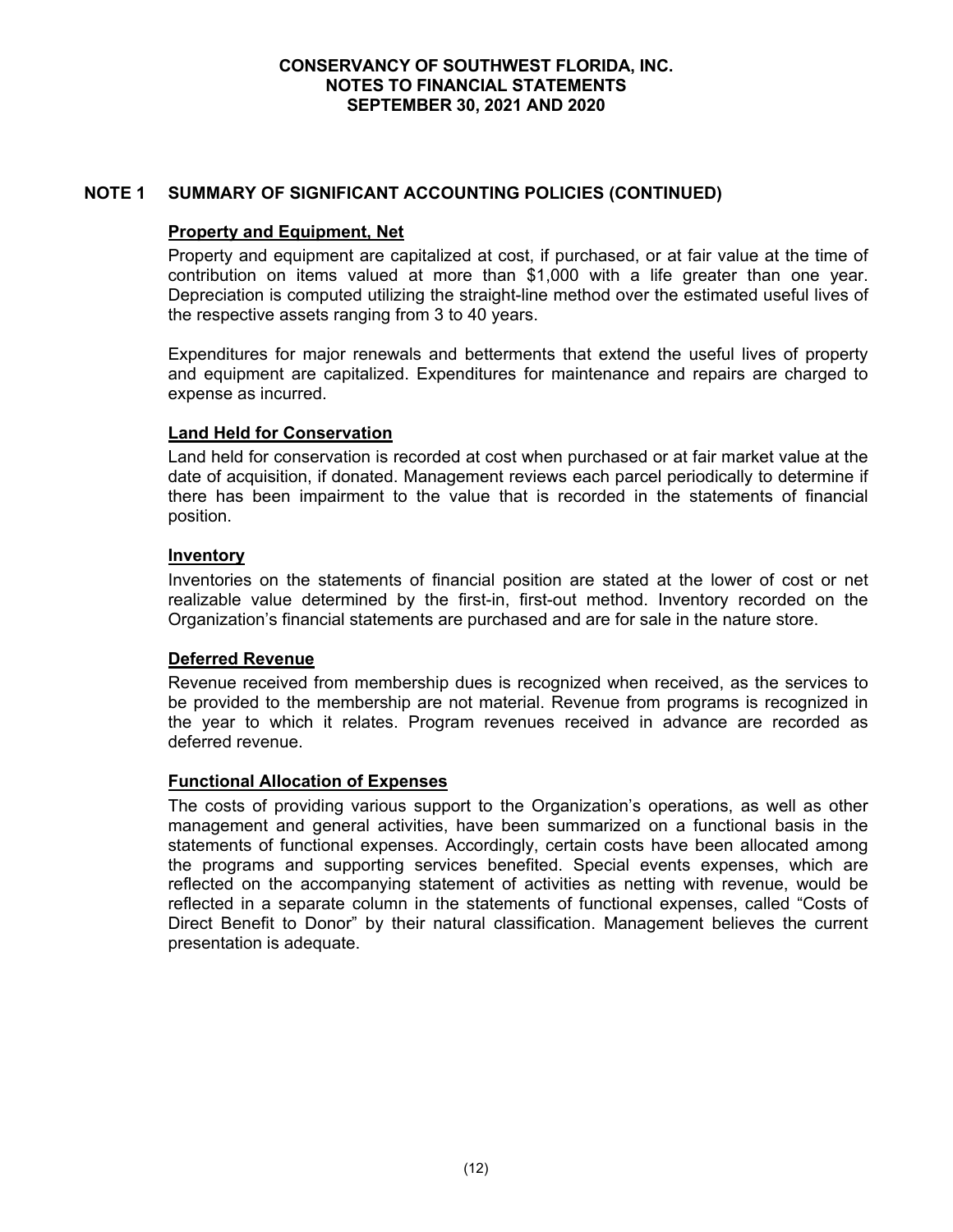## NOTE 1 SUMMARY OF SIGNIFICANT ACCOUNTING POLICIES (CONTINUED)

### Property and Equipment, Net

Property and equipment are capitalized at cost, if purchased, or at fair value at the time of contribution on items valued at more than $1,000 with a life greater than one year. Depreciation is computed utilizing the straight-line method over the estimated useful lives of the respective assets ranging from 3 to 40 years.

Expenditures for major renewals and betterments that extend the useful lives of property and equipment are capitalized. Expenditures for maintenance and repairs are charged to expense as incurred.

### Land Held for Conservation

Land held for conservation is recorded at cost when purchased or at fair market value at the date of acquisition, if donated. Management reviews each parcel periodically to determine if there has been impairment to the value that is recorded in the statements of financial position.

### Inventory

Inventories on the statements of financial position are stated at the lower of cost or net realizable value determined by the first-in, first-out method. Inventory recorded on the Organization's financial statements are purchased and are for sale in the nature store.

### Deferred Revenue

Revenue received from membership dues is recognized when received, as the services to be provided to the membership are not material. Revenue from programs is recognized in the year to which it relates. Program revenues received in advance are recorded as deferred revenue.

### Functional Allocation of Expenses

The costs of providing various support to the Organization's operations, as well as other management and general activities, have been summarized on a functional basis in the statements of functional expenses. Accordingly, certain costs have been allocated among the programs and supporting services benefited. Special events expenses, which are reflected on the accompanying statement of activities as netting with revenue, would be reflected in a separate column in the statements of functional expenses, called "Costs of Direct Benefit to Donor" by their natural classification. Management believes the current presentation is adequate.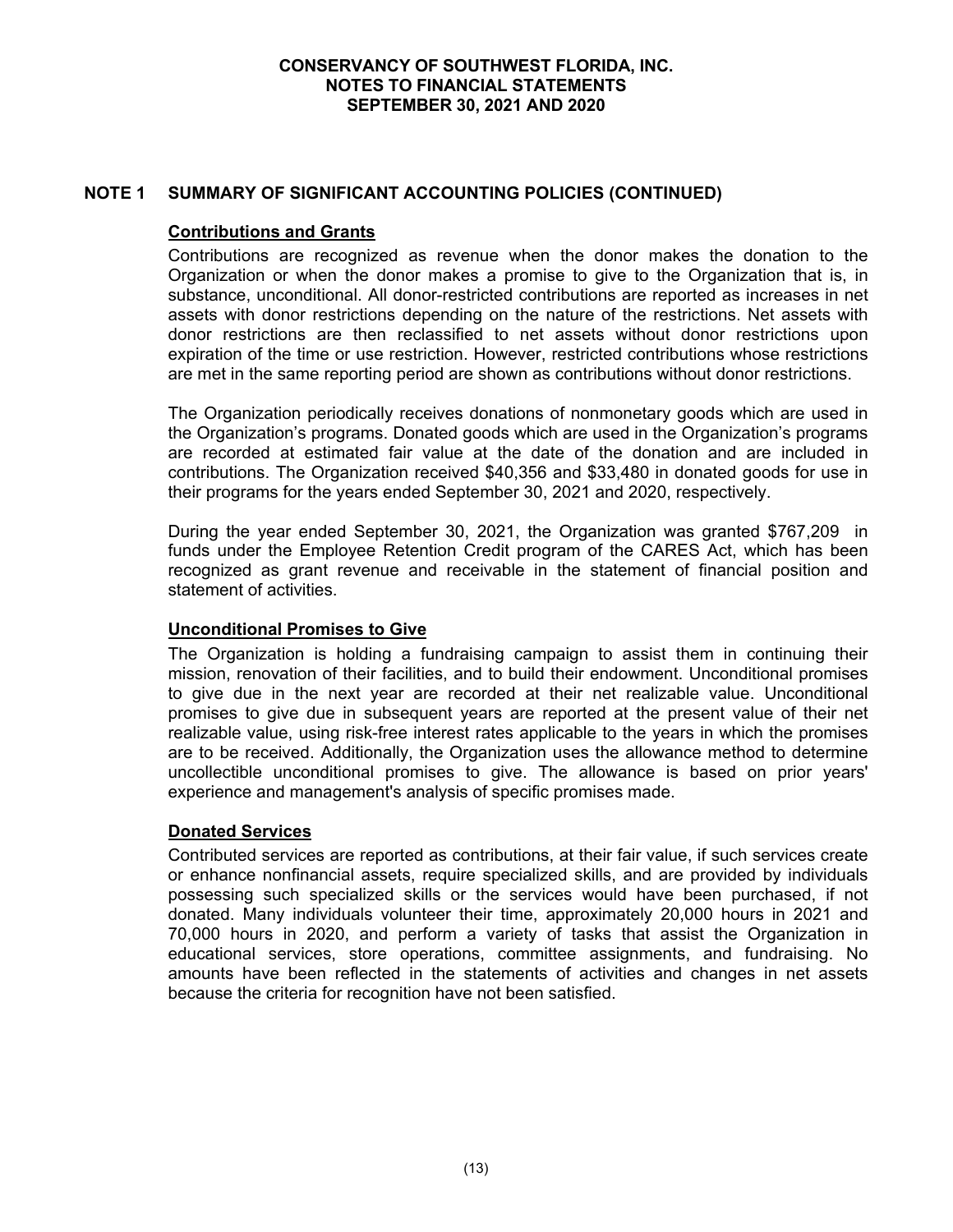## NOTE 1 SUMMARY OF SIGNIFICANT ACCOUNTING POLICIES (CONTINUED)

### Contributions and Grants

Contributions are recognized as revenue when the donor makes the donation to the Organization or when the donor makes a promise to give to the Organization that is, in substance, unconditional. All donor-restricted contributions are reported as increases in net assets with donor restrictions depending on the nature of the restrictions. Net assets with donor restrictions are then reclassified to net assets without donor restrictions upon expiration of the time or use restriction. However, restricted contributions whose restrictions are met in the same reporting period are shown as contributions without donor restrictions.

The Organization periodically receives donations of nonmonetary goods which are used in the Organization's programs. Donated goods which are used in the Organization's programs are recorded at estimated fair value at the date of the donation and are included in contributions. The Organization received $40,356 and $33,480 in donated goods for use in their programs for the years ended September 30, 2021 and 2020, respectively.

During the year ended September 30, 2021, the Organization was granted $767,209 in funds under the Employee Retention Credit program of the CARES Act, which has been recognized as grant revenue and receivable in the statement of financial position and statement of activities.

### Unconditional Promises to Give

The Organization is holding a fundraising campaign to assist them in continuing their mission, renovation of their facilities, and to build their endowment. Unconditional promises to give due in the next year are recorded at their net realizable value. Unconditional promises to give due in subsequent years are reported at the present value of their net realizable value, using risk-free interest rates applicable to the years in which the promises are to be received. Additionally, the Organization uses the allowance method to determine uncollectible unconditional promises to give. The allowance is based on prior years' experience and management's analysis of specific promises made.

### Donated Services

Contributed services are reported as contributions, at their fair value, if such services create or enhance nonfinancial assets, require specialized skills, and are provided by individuals possessing such specialized skills or the services would have been purchased, if not donated. Many individuals volunteer their time, approximately 20,000 hours in 2021 and 70,000 hours in 2020, and perform a variety of tasks that assist the Organization in educational services, store operations, committee assignments, and fundraising. No amounts have been reflected in the statements of activities and changes in net assets because the criteria for recognition have not been satisfied.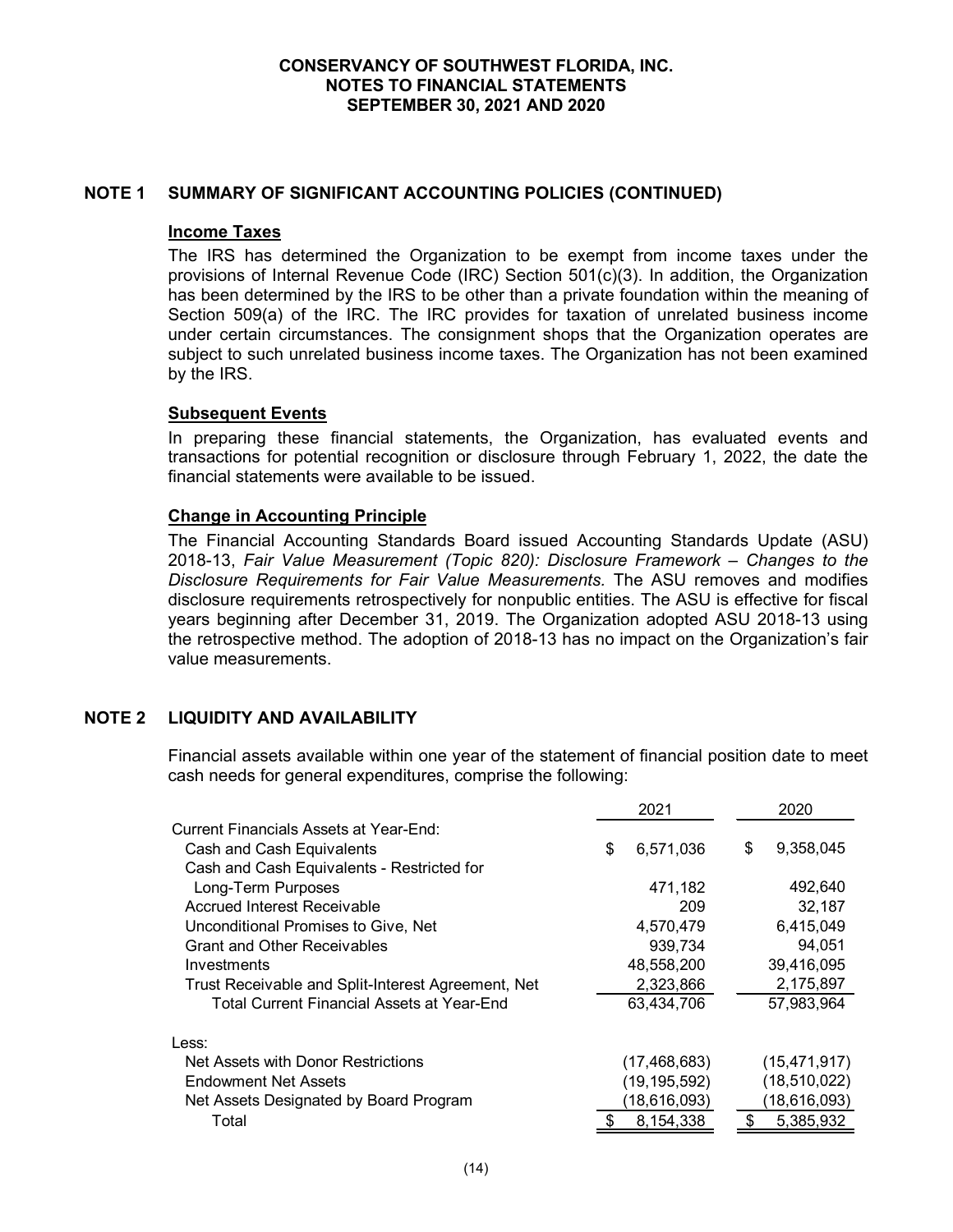## NOTE 1 SUMMARY OF SIGNIFICANT ACCOUNTING POLICIES (CONTINUED)

### Income Taxes

The IRS has determined the Organization to be exempt from income taxes under the provisions of Internal Revenue Code (IRC) Section 501(c)(3). In addition, the Organization has been determined by the IRS to be other than a private foundation within the meaning of Section 509(a) of the IRC. The IRC provides for taxation of unrelated business income under certain circumstances. The consignment shops that the Organization operates are subject to such unrelated business income taxes. The Organization has not been examined by the IRS.

### Subsequent Events

In preparing these financial statements, the Organization, has evaluated events and transactions for potential recognition or disclosure through February 1, 2022, the date the financial statements were available to be issued.

### Change in Accounting Principle

The Financial Accounting Standards Board issued Accounting Standards Update (ASU) 2018-13, *Fair Value Measurement (Topic 820): Disclosure Framework – Changes to the Disclosure Requirements for Fair Value Measurements.* The ASU removes and modifies disclosure requirements retrospectively for nonpublic entities. The ASU is effective for fiscal years beginning after December 31, 2019. The Organization adopted ASU 2018-13 using the retrospective method. The adoption of 2018-13 has no impact on the Organization's fair value measurements.

## NOTE 2 LIQUIDITY AND AVAILABILITY

Financial assets available within one year of the statement of financial position date to meet cash needs for general expenditures, comprise the following:

| | 2021 | 2020 |
|---|---|---|
| Current Financials Assets at Year-End: | | |
| Cash and Cash Equivalents | $ 6,571,036 | $ 9,358,045 |
| Cash and Cash Equivalents - Restricted for Long-Term Purposes | 471,182 | 492,640 |
| Accrued Interest Receivable | 209 | 32,187 |
| Unconditional Promises to Give, Net | 4,570,479 | 6,415,049 |
| Grant and Other Receivables | 939,734 | 94,051 |
| Investments | 48,558,200 | 39,416,095 |
| Trust Receivable and Split-Interest Agreement, Net | 2,323,866 | 2,175,897 |
| Total Current Financial Assets at Year-End | 63,434,706 | 57,983,964 |
| Less: | | |
| Net Assets with Donor Restrictions | (17,468,683) | (15,471,917) |
| Endowment Net Assets | (19,195,592) | (18,510,022) |
| Net Assets Designated by Board Program | (18,616,093) | (18,616,093) |
| Total | $ 8,154,338 | $ 5,385,932 |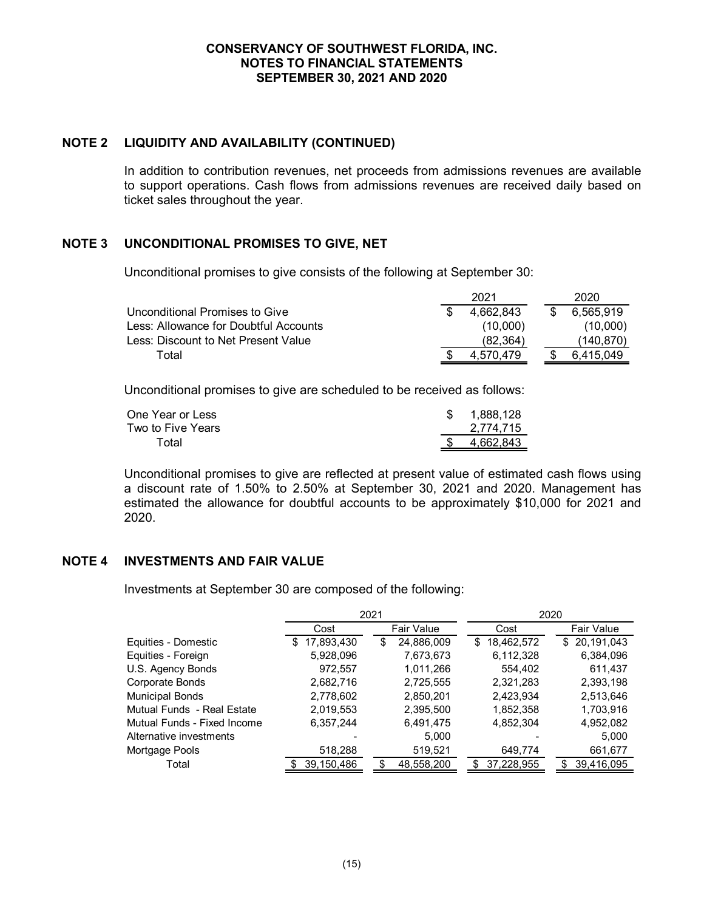## NOTE 2 LIQUIDITY AND AVAILABILITY (CONTINUED)

In addition to contribution revenues, net proceeds from admissions revenues are available to support operations. Cash flows from admissions revenues are received daily based on ticket sales throughout the year.

## NOTE 3 UNCONDITIONAL PROMISES TO GIVE, NET

Unconditional promises to give consists of the following at September 30:

| | 2021 | 2020 |
|---|---|---|
| Unconditional Promises to Give | $ 4,662,843 | $ 6,565,919 |
| Less: Allowance for Doubtful Accounts | (10,000) | (10,000) |
| Less: Discount to Net Present Value | (82,364) | (140,870) |
| Total | $ 4,570,479 | $ 6,415,049 |

Unconditional promises to give are scheduled to be received as follows:

| | |
|---|---|
| One Year or Less | $ 1,888,128 |
| Two to Five Years | 2,774,715 |
| Total | $ 4,662,843 |

Unconditional promises to give are reflected at present value of estimated cash flows using a discount rate of 1.50% to 2.50% at September 30, 2021 and 2020. Management has estimated the allowance for doubtful accounts to be approximately $10,000 for 2021 and 2020.

## NOTE 4 INVESTMENTS AND FAIR VALUE

Investments at September 30 are composed of the following:

| | 2021 | | 2020 | |
|---|---|---|---|---|
| | Cost | Fair Value | Cost | Fair Value |
| Equities - Domestic | $ 17,893,430 | $ 24,886,009 | $ 18,462,572 | $ 20,191,043 |
| Equities - Foreign | 5,928,096 | 7,673,673 | 6,112,328 | 6,384,096 |
| U.S. Agency Bonds | 972,557 | 1,011,266 | 554,402 | 611,437 |
| Corporate Bonds | 2,682,716 | 2,725,555 | 2,321,283 | 2,393,198 |
| Municipal Bonds | 2,778,602 | 2,850,201 | 2,423,934 | 2,513,646 |
| Mutual Funds - Real Estate | 2,019,553 | 2,395,500 | 1,852,358 | 1,703,916 |
| Mutual Funds - Fixed Income | 6,357,244 | 6,491,475 | 4,852,304 | 4,952,082 |
| Alternative investments | - | 5,000 | - | 5,000 |
| Mortgage Pools | 518,288 | 519,521 | 649,774 | 661,677 |
| Total | $ 39,150,486 | $ 48,558,200 | $ 37,228,955 | $ 39,416,095 |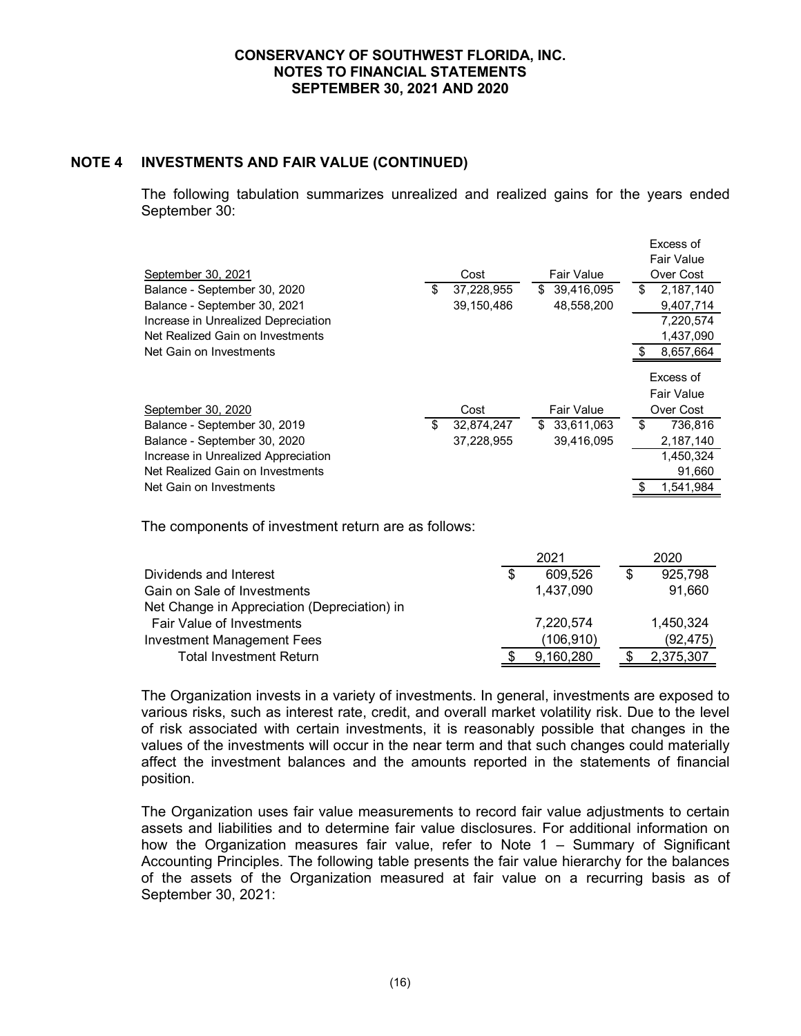## NOTE 4 INVESTMENTS AND FAIR VALUE (CONTINUED)

The following tabulation summarizes unrealized and realized gains for the years ended September 30:

| September 30, 2021 | Cost | Fair Value | Excess of Fair Value Over Cost |
|---|---|---|---|
| Balance - September 30, 2020 | $ 37,228,955 | $ 39,416,095 | $ 2,187,140 |
| Balance - September 30, 2021 | 39,150,486 | 48,558,200 | 9,407,714 |
| Increase in Unrealized Depreciation | | | 7,220,574 |
| Net Realized Gain on Investments | | | 1,437,090 |
| Net Gain on Investments | | | $ 8,657,664 |

| September 30, 2020 | Cost | Fair Value | Excess of Fair Value Over Cost |
|---|---|---|---|
| Balance - September 30, 2019 | $ 32,874,247 | $ 33,611,063 | $ 736,816 |
| Balance - September 30, 2020 | 37,228,955 | 39,416,095 | 2,187,140 |
| Increase in Unrealized Appreciation | | | 1,450,324 |
| Net Realized Gain on Investments | | | 91,660 |
| Net Gain on Investments | | | $ 1,541,984 |

The components of investment return are as follows:

| | 2021 | 2020 |
|---|---|---|
| Dividends and Interest | $ 609,526 | $ 925,798 |
| Gain on Sale of Investments | 1,437,090 | 91,660 |
| Net Change in Appreciation (Depreciation) in Fair Value of Investments | 7,220,574 | 1,450,324 |
| Investment Management Fees | (106,910) | (92,475) |
| Total Investment Return | $ 9,160,280 | $ 2,375,307 |

The Organization invests in a variety of investments. In general, investments are exposed to various risks, such as interest rate, credit, and overall market volatility risk. Due to the level of risk associated with certain investments, it is reasonably possible that changes in the values of the investments will occur in the near term and that such changes could materially affect the investment balances and the amounts reported in the statements of financial position.

The Organization uses fair value measurements to record fair value adjustments to certain assets and liabilities and to determine fair value disclosures. For additional information on how the Organization measures fair value, refer to Note 1 – Summary of Significant Accounting Principles. The following table presents the fair value hierarchy for the balances of the assets of the Organization measured at fair value on a recurring basis as of September 30, 2021: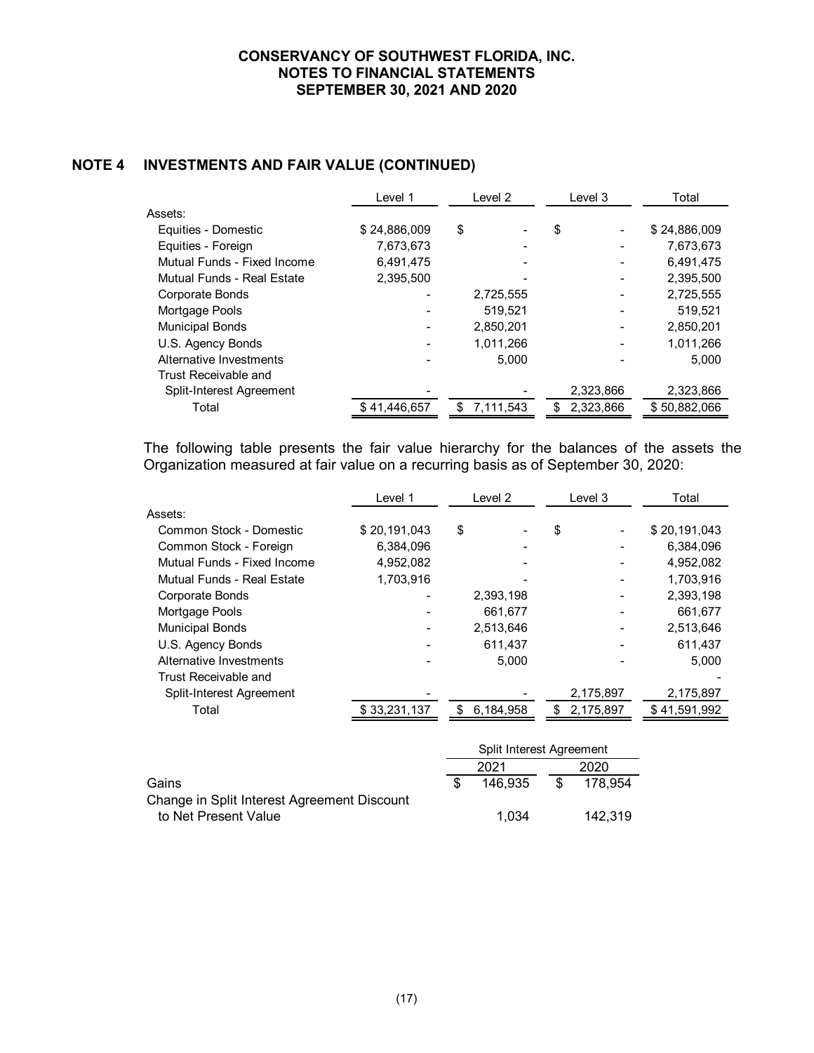## NOTE 4 INVESTMENTS AND FAIR VALUE (CONTINUED)

| | Level 1 | Level 2 | Level 3 | Total |
|---|---|---|---|---|
| Assets: | | | | |
| Equities - Domestic | $ 24,886,009 | $ - | $ - | $ 24,886,009 |
| Equities - Foreign | 7,673,673 | - | - | 7,673,673 |
| Mutual Funds - Fixed Income | 6,491,475 | - | - | 6,491,475 |
| Mutual Funds - Real Estate | 2,395,500 | - | - | 2,395,500 |
| Corporate Bonds | - | 2,725,555 | - | 2,725,555 |
| Mortgage Pools | - | 519,521 | - | 519,521 |
| Municipal Bonds | - | 2,850,201 | - | 2,850,201 |
| U.S. Agency Bonds | - | 1,011,266 | - | 1,011,266 |
| Alternative Investments | - | 5,000 | - | 5,000 |
| Trust Receivable and Split-Interest Agreement | - | - | 2,323,866 | 2,323,866 |
| Total | $ 41,446,657 | $ 7,111,543 | $ 2,323,866 | $ 50,882,066 |

The following table presents the fair value hierarchy for the balances of the assets the Organization measured at fair value on a recurring basis as of September 30, 2020:

| | Level 1 | Level 2 | Level 3 | Total |
|---|---|---|---|---|
| Assets: | | | | |
| Common Stock - Domestic | $ 20,191,043 | $ - | $ - | $ 20,191,043 |
| Common Stock - Foreign | 6,384,096 | - | - | 6,384,096 |
| Mutual Funds - Fixed Income | 4,952,082 | - | - | 4,952,082 |
| Mutual Funds - Real Estate | 1,703,916 | - | - | 1,703,916 |
| Corporate Bonds | - | 2,393,198 | - | 2,393,198 |
| Mortgage Pools | - | 661,677 | - | 661,677 |
| Municipal Bonds | - | 2,513,646 | - | 2,513,646 |
| U.S. Agency Bonds | - | 611,437 | - | 611,437 |
| Alternative Investments | - | 5,000 | - | 5,000 |
| Trust Receivable and Split-Interest Agreement | - | - | 2,175,897 | 2,175,897 |
| Total | $ 33,231,137 | $ 6,184,958 | $ 2,175,897 | $ 41,591,992 |

| | Split Interest Agreement | |
|---|---|---|
| | 2021 | 2020 |
| Gains | $ 146,935 | $ 178,954 |
| Change in Split Interest Agreement Discount to Net Present Value | 1,034 | 142,319 |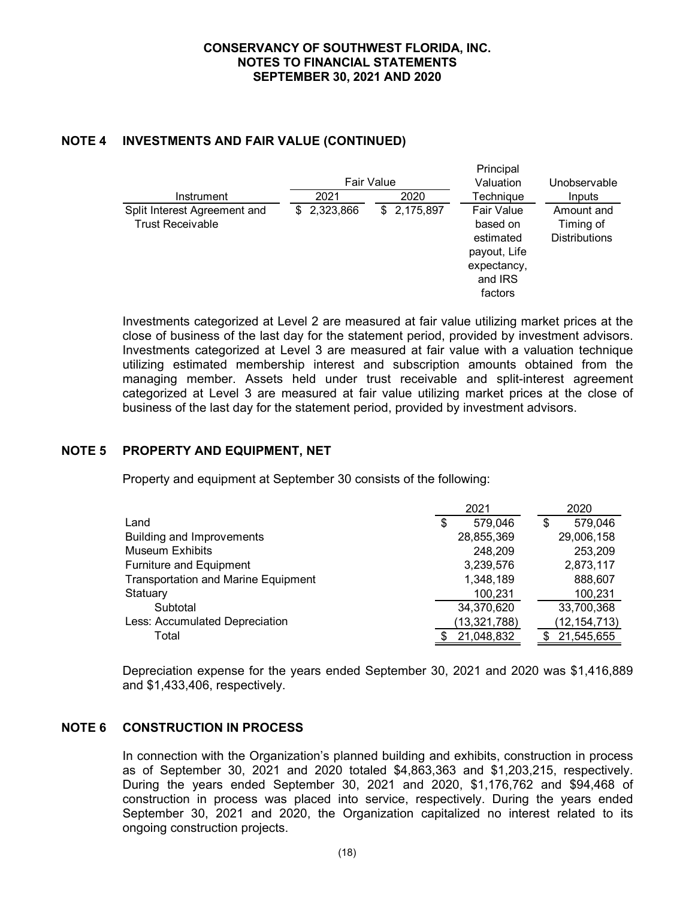## NOTE 4 INVESTMENTS AND FAIR VALUE (CONTINUED)

| Instrument | Fair Value 2021 | Fair Value 2020 | Principal Valuation Technique | Unobservable Inputs |
|---|---|---|---|---|
| Split Interest Agreement and Trust Receivable | $ 2,323,866 | $ 2,175,897 | Fair Value based on estimated payout, Life expectancy, and IRS factors | Amount and Timing of Distributions |

Investments categorized at Level 2 are measured at fair value utilizing market prices at the close of business of the last day for the statement period, provided by investment advisors. Investments categorized at Level 3 are measured at fair value with a valuation technique utilizing estimated membership interest and subscription amounts obtained from the managing member. Assets held under trust receivable and split-interest agreement categorized at Level 3 are measured at fair value utilizing market prices at the close of business of the last day for the statement period, provided by investment advisors.

## NOTE 5 PROPERTY AND EQUIPMENT, NET

Property and equipment at September 30 consists of the following:

| | 2021 | 2020 |
|---|---|---|
| Land | $ 579,046 | $ 579,046 |
| Building and Improvements | 28,855,369 | 29,006,158 |
| Museum Exhibits | 248,209 | 253,209 |
| Furniture and Equipment | 3,239,576 | 2,873,117 |
| Transportation and Marine Equipment | 1,348,189 | 888,607 |
| Statuary | 100,231 | 100,231 |
| Subtotal | 34,370,620 | 33,700,368 |
| Less: Accumulated Depreciation | (13,321,788) | (12,154,713) |
| Total | $ 21,048,832 | $ 21,545,655 |

Depreciation expense for the years ended September 30, 2021 and 2020 was $1,416,889 and $1,433,406, respectively.

## NOTE 6 CONSTRUCTION IN PROCESS

In connection with the Organization's planned building and exhibits, construction in process as of September 30, 2021 and 2020 totaled $4,863,363 and $1,203,215, respectively. During the years ended September 30, 2021 and 2020, $1,176,762 and $94,468 of construction in process was placed into service, respectively. During the years ended September 30, 2021 and 2020, the Organization capitalized no interest related to its ongoing construction projects.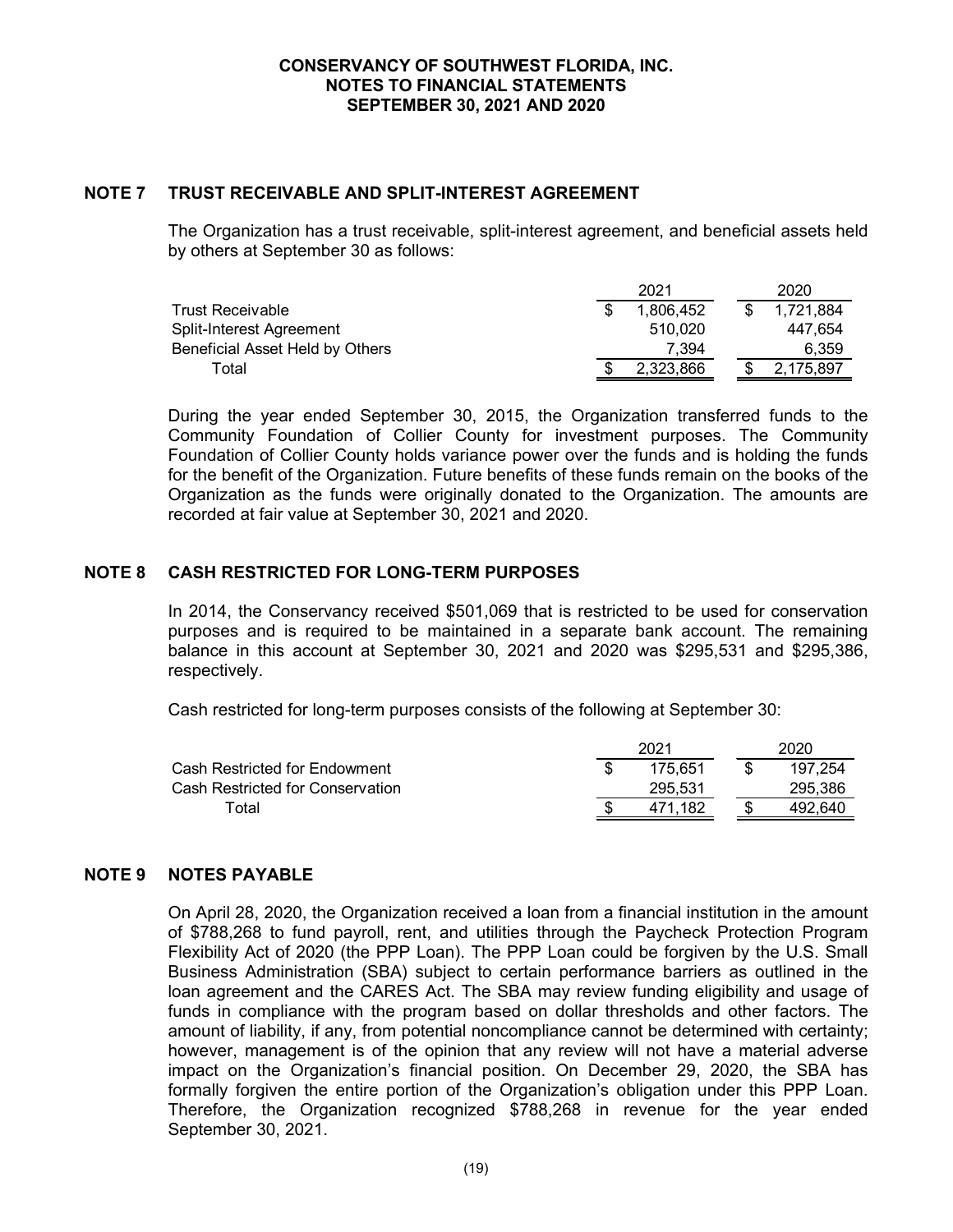# NOTE 7 TRUST RECEIVABLE AND SPLIT-INTEREST AGREEMENT

The Organization has a trust receivable, split-interest agreement, and beneficial assets held by others at September 30 as follows:

| | 2021 | 2020 |
|---|---|---|
| Trust Receivable | $ 1,806,452 | $ 1,721,884 |
| Split-Interest Agreement | 510,020 | 447,654 |
| Beneficial Asset Held by Others | 7,394 | 6,359 |
| Total | $ 2,323,866 | $ 2,175,897 |

During the year ended September 30, 2015, the Organization transferred funds to the Community Foundation of Collier County for investment purposes. The Community Foundation of Collier County holds variance power over the funds and is holding the funds for the benefit of the Organization. Future benefits of these funds remain on the books of the Organization as the funds were originally donated to the Organization. The amounts are recorded at fair value at September 30, 2021 and 2020.

# NOTE 8 CASH RESTRICTED FOR LONG-TERM PURPOSES

In 2014, the Conservancy received $501,069 that is restricted to be used for conservation purposes and is required to be maintained in a separate bank account. The remaining balance in this account at September 30, 2021 and 2020 was $295,531 and $295,386, respectively.

Cash restricted for long-term purposes consists of the following at September 30:

| | 2021 | 2020 |
|---|---|---|
| Cash Restricted for Endowment | $ 175,651 | $ 197,254 |
| Cash Restricted for Conservation | 295,531 | 295,386 |
| Total | $ 471,182 | $ 492,640 |

# NOTE 9 NOTES PAYABLE

On April 28, 2020, the Organization received a loan from a financial institution in the amount of $788,268 to fund payroll, rent, and utilities through the Paycheck Protection Program Flexibility Act of 2020 (the PPP Loan). The PPP Loan could be forgiven by the U.S. Small Business Administration (SBA) subject to certain performance barriers as outlined in the loan agreement and the CARES Act. The SBA may review funding eligibility and usage of funds in compliance with the program based on dollar thresholds and other factors. The amount of liability, if any, from potential noncompliance cannot be determined with certainty; however, management is of the opinion that any review will not have a material adverse impact on the Organization's financial position. On December 29, 2020, the SBA has formally forgiven the entire portion of the Organization's obligation under this PPP Loan. Therefore, the Organization recognized $788,268 in revenue for the year ended September 30, 2021.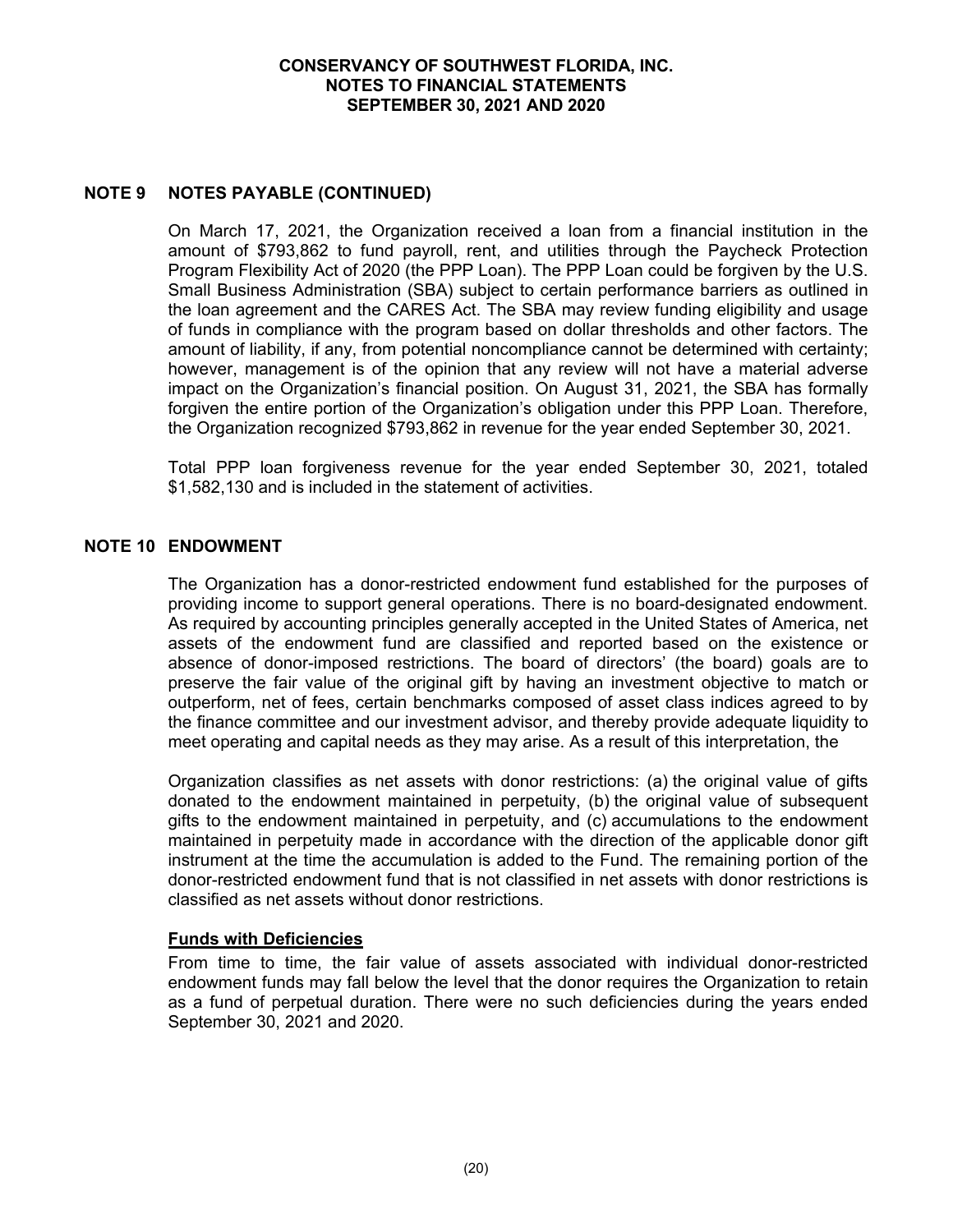## NOTE 9 NOTES PAYABLE (CONTINUED)

On March 17, 2021, the Organization received a loan from a financial institution in the amount of $793,862 to fund payroll, rent, and utilities through the Paycheck Protection Program Flexibility Act of 2020 (the PPP Loan). The PPP Loan could be forgiven by the U.S. Small Business Administration (SBA) subject to certain performance barriers as outlined in the loan agreement and the CARES Act. The SBA may review funding eligibility and usage of funds in compliance with the program based on dollar thresholds and other factors. The amount of liability, if any, from potential noncompliance cannot be determined with certainty; however, management is of the opinion that any review will not have a material adverse impact on the Organization's financial position. On August 31, 2021, the SBA has formally forgiven the entire portion of the Organization's obligation under this PPP Loan. Therefore, the Organization recognized $793,862 in revenue for the year ended September 30, 2021.

Total PPP loan forgiveness revenue for the year ended September 30, 2021, totaled $1,582,130 and is included in the statement of activities.

## NOTE 10 ENDOWMENT

The Organization has a donor-restricted endowment fund established for the purposes of providing income to support general operations. There is no board-designated endowment. As required by accounting principles generally accepted in the United States of America, net assets of the endowment fund are classified and reported based on the existence or absence of donor-imposed restrictions. The board of directors' (the board) goals are to preserve the fair value of the original gift by having an investment objective to match or outperform, net of fees, certain benchmarks composed of asset class indices agreed to by the finance committee and our investment advisor, and thereby provide adequate liquidity to meet operating and capital needs as they may arise. As a result of this interpretation, the

Organization classifies as net assets with donor restrictions: (a) the original value of gifts donated to the endowment maintained in perpetuity, (b) the original value of subsequent gifts to the endowment maintained in perpetuity, and (c) accumulations to the endowment maintained in perpetuity made in accordance with the direction of the applicable donor gift instrument at the time the accumulation is added to the Fund. The remaining portion of the donor-restricted endowment fund that is not classified in net assets with donor restrictions is classified as net assets without donor restrictions.

### Funds with Deficiencies

From time to time, the fair value of assets associated with individual donor-restricted endowment funds may fall below the level that the donor requires the Organization to retain as a fund of perpetual duration. There were no such deficiencies during the years ended September 30, 2021 and 2020.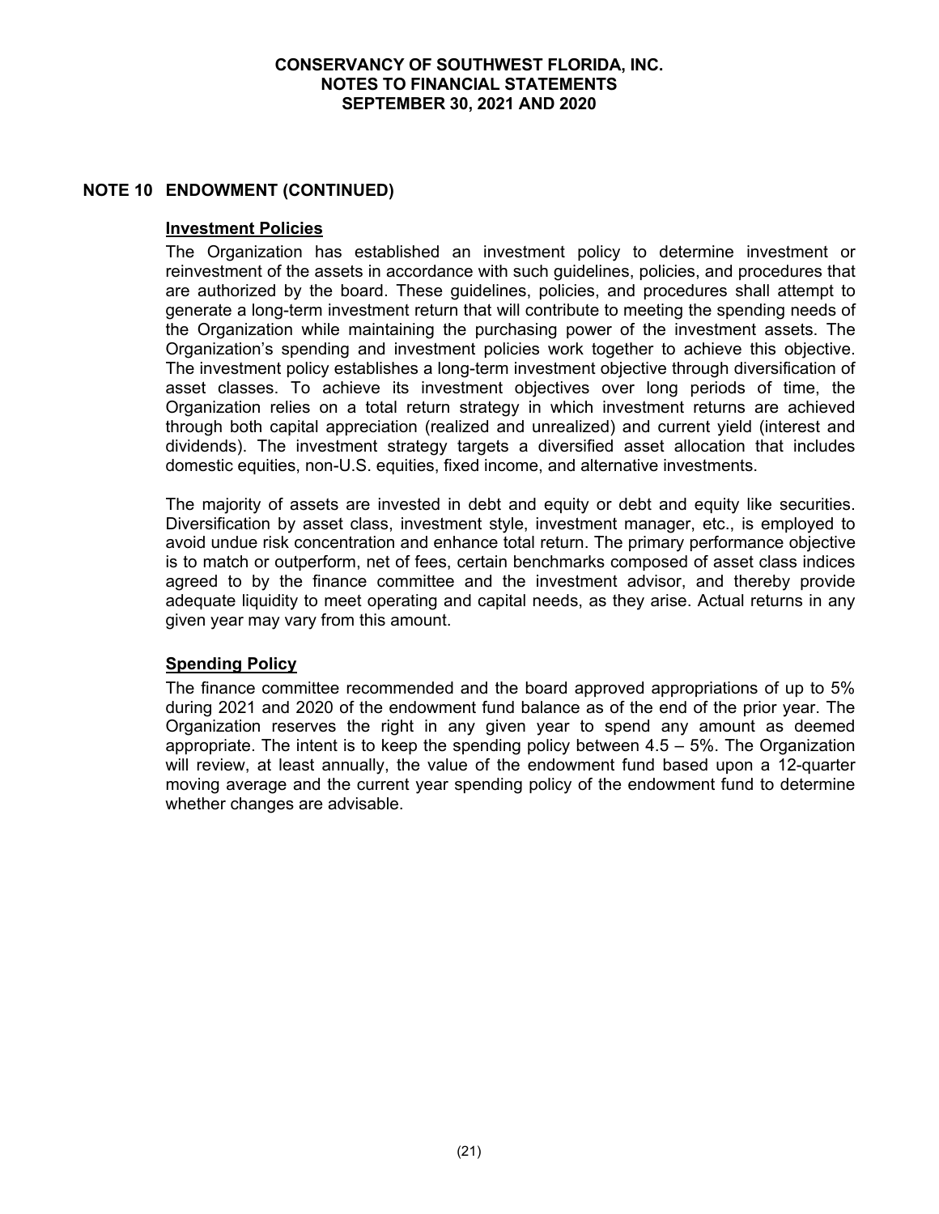## NOTE 10 ENDOWMENT (CONTINUED)

### Investment Policies

The Organization has established an investment policy to determine investment or reinvestment of the assets in accordance with such guidelines, policies, and procedures that are authorized by the board. These guidelines, policies, and procedures shall attempt to generate a long-term investment return that will contribute to meeting the spending needs of the Organization while maintaining the purchasing power of the investment assets. The Organization's spending and investment policies work together to achieve this objective. The investment policy establishes a long-term investment objective through diversification of asset classes. To achieve its investment objectives over long periods of time, the Organization relies on a total return strategy in which investment returns are achieved through both capital appreciation (realized and unrealized) and current yield (interest and dividends). The investment strategy targets a diversified asset allocation that includes domestic equities, non-U.S. equities, fixed income, and alternative investments.

The majority of assets are invested in debt and equity or debt and equity like securities. Diversification by asset class, investment style, investment manager, etc., is employed to avoid undue risk concentration and enhance total return. The primary performance objective is to match or outperform, net of fees, certain benchmarks composed of asset class indices agreed to by the finance committee and the investment advisor, and thereby provide adequate liquidity to meet operating and capital needs, as they arise. Actual returns in any given year may vary from this amount.

### Spending Policy

The finance committee recommended and the board approved appropriations of up to 5% during 2021 and 2020 of the endowment fund balance as of the end of the prior year. The Organization reserves the right in any given year to spend any amount as deemed appropriate. The intent is to keep the spending policy between 4.5 – 5%. The Organization will review, at least annually, the value of the endowment fund based upon a 12-quarter moving average and the current year spending policy of the endowment fund to determine whether changes are advisable.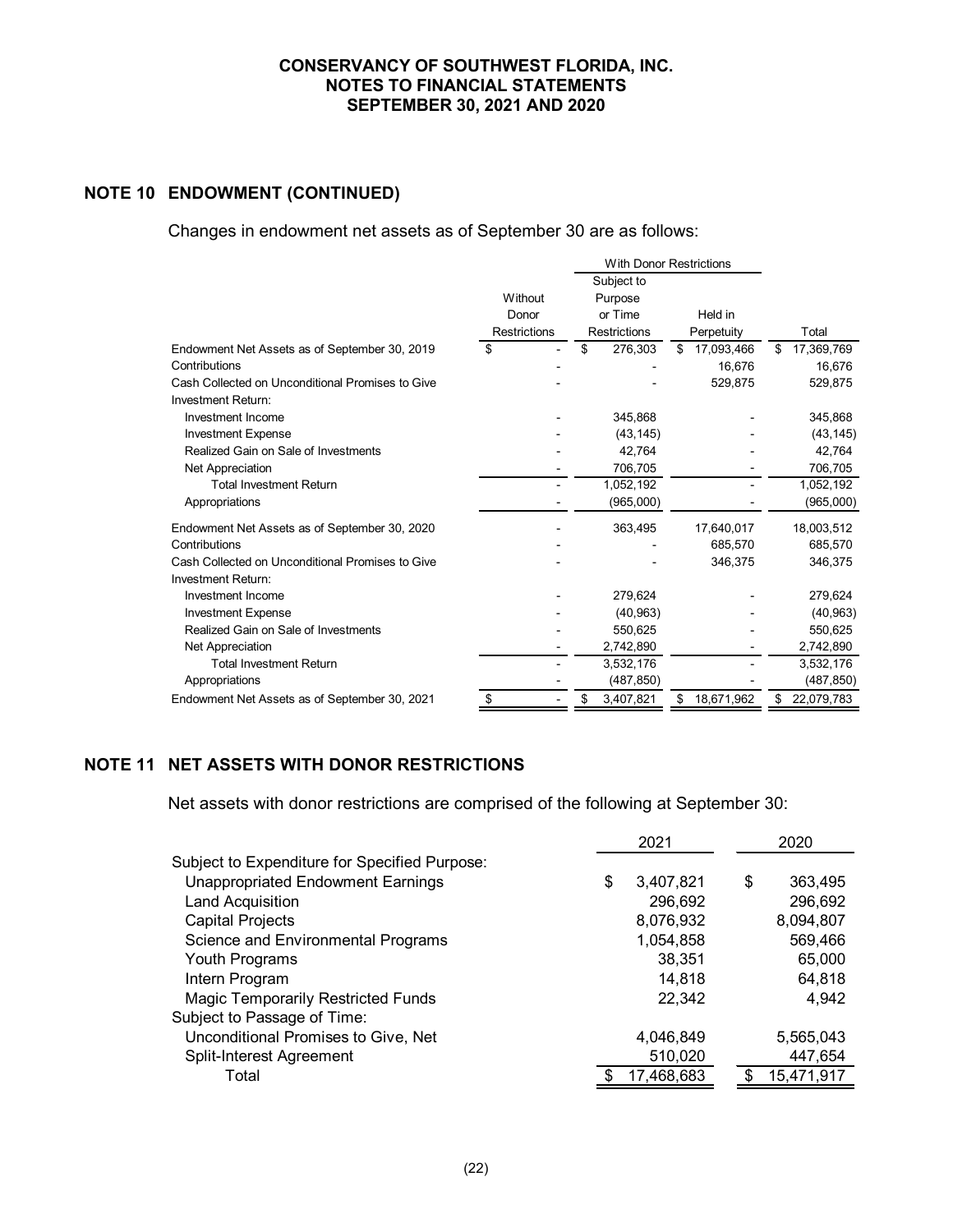## NOTE 10 ENDOWMENT (CONTINUED)

Changes in endowment net assets as of September 30 are as follows:

| | Without Donor Restrictions | With Donor Restrictions: Subject to Purpose or Time Restrictions | With Donor Restrictions: Held in Perpetuity | Total |
|---|---|---|---|---|
| Endowment Net Assets as of September 30, 2019 | $ - | $ 276,303 | $ 17,093,466 | $ 17,369,769 |
| Contributions | - | - | 16,676 | 16,676 |
| Cash Collected on Unconditional Promises to Give | - | - | 529,875 | 529,875 |
| Investment Return: | | | | |
| Investment Income | - | 345,868 | - | 345,868 |
| Investment Expense | - | (43,145) | - | (43,145) |
| Realized Gain on Sale of Investments | - | 42,764 | - | 42,764 |
| Net Appreciation | - | 706,705 | - | 706,705 |
| Total Investment Return | - | 1,052,192 | - | 1,052,192 |
| Appropriations | - | (965,000) | - | (965,000) |
| Endowment Net Assets as of September 30, 2020 | - | 363,495 | 17,640,017 | 18,003,512 |
| Contributions | - | - | 685,570 | 685,570 |
| Cash Collected on Unconditional Promises to Give | - | - | 346,375 | 346,375 |
| Investment Return: | | | | |
| Investment Income | - | 279,624 | - | 279,624 |
| Investment Expense | - | (40,963) | - | (40,963) |
| Realized Gain on Sale of Investments | - | 550,625 | - | 550,625 |
| Net Appreciation | - | 2,742,890 | - | 2,742,890 |
| Total Investment Return | - | 3,532,176 | - | 3,532,176 |
| Appropriations | - | (487,850) | - | (487,850) |
| Endowment Net Assets as of September 30, 2021 | $ - | $ 3,407,821 | $ 18,671,962 | $ 22,079,783 |

## NOTE 11 NET ASSETS WITH DONOR RESTRICTIONS

Net assets with donor restrictions are comprised of the following at September 30:

| | 2021 | 2020 |
|---|---|---|
| Subject to Expenditure for Specified Purpose: | | |
| Unappropriated Endowment Earnings | $ 3,407,821 | $ 363,495 |
| Land Acquisition | 296,692 | 296,692 |
| Capital Projects | 8,076,932 | 8,094,807 |
| Science and Environmental Programs | 1,054,858 | 569,466 |
| Youth Programs | 38,351 | 65,000 |
| Intern Program | 14,818 | 64,818 |
| Magic Temporarily Restricted Funds | 22,342 | 4,942 |
| Subject to Passage of Time: | | |
| Unconditional Promises to Give, Net | 4,046,849 | 5,565,043 |
| Split-Interest Agreement | 510,020 | 447,654 |
| Total | $ 17,468,683 | $ 15,471,917 |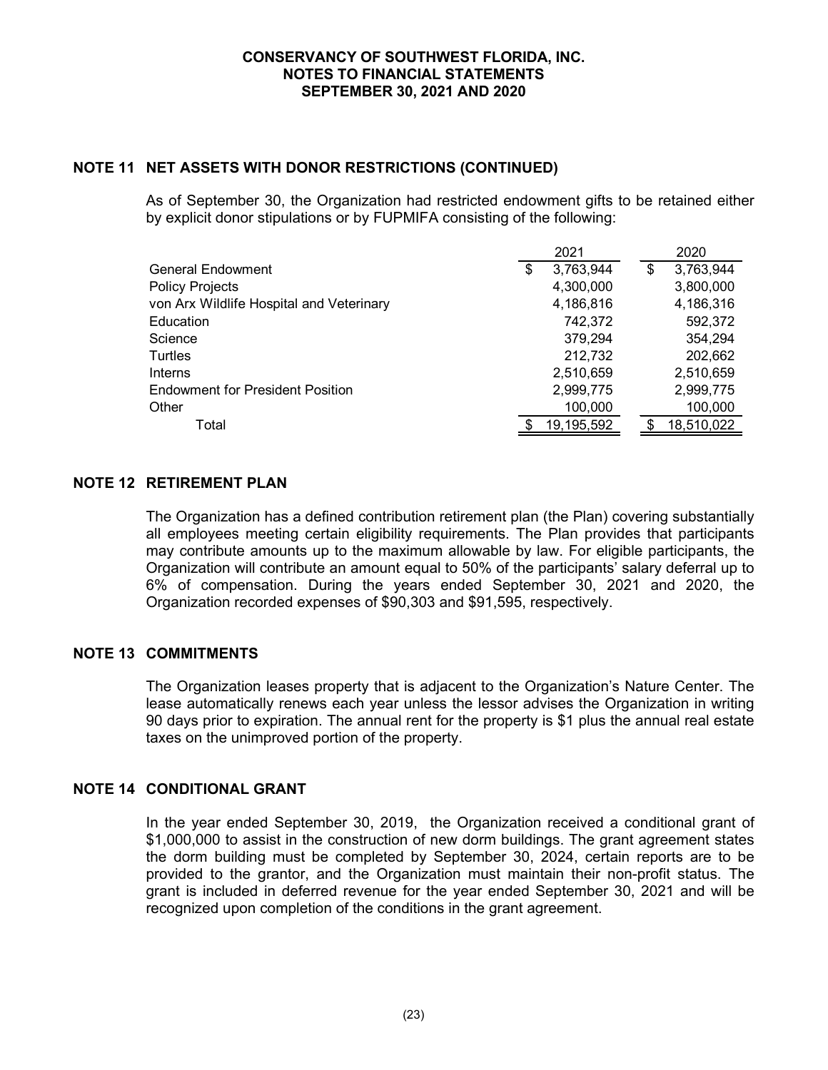# CONSERVANCY OF SOUTHWEST FLORIDA, INC.
## NOTES TO FINANCIAL STATEMENTS
## SEPTEMBER 30, 2021 AND 2020

### NOTE 11 NET ASSETS WITH DONOR RESTRICTIONS (CONTINUED)

As of September 30, the Organization had restricted endowment gifts to be retained either by explicit donor stipulations or by FUPMIFA consisting of the following:

| | 2021 | 2020 |
|---|---|---|
| General Endowment | $ 3,763,944 | $ 3,763,944 |
| Policy Projects | 4,300,000 | 3,800,000 |
| von Arx Wildlife Hospital and Veterinary | 4,186,816 | 4,186,316 |
| Education | 742,372 | 592,372 |
| Science | 379,294 | 354,294 |
| Turtles | 212,732 | 202,662 |
| Interns | 2,510,659 | 2,510,659 |
| Endowment for President Position | 2,999,775 | 2,999,775 |
| Other | 100,000 | 100,000 |
| Total | $ 19,195,592 | $ 18,510,022 |

### NOTE 12 RETIREMENT PLAN

The Organization has a defined contribution retirement plan (the Plan) covering substantially all employees meeting certain eligibility requirements. The Plan provides that participants may contribute amounts up to the maximum allowable by law. For eligible participants, the Organization will contribute an amount equal to 50% of the participants' salary deferral up to 6% of compensation. During the years ended September 30, 2021 and 2020, the Organization recorded expenses of $90,303 and $91,595, respectively.

### NOTE 13 COMMITMENTS

The Organization leases property that is adjacent to the Organization's Nature Center. The lease automatically renews each year unless the lessor advises the Organization in writing 90 days prior to expiration. The annual rent for the property is $1 plus the annual real estate taxes on the unimproved portion of the property.

### NOTE 14 CONDITIONAL GRANT

In the year ended September 30, 2019, the Organization received a conditional grant of $1,000,000 to assist in the construction of new dorm buildings. The grant agreement states the dorm building must be completed by September 30, 2024, certain reports are to be provided to the grantor, and the Organization must maintain their non-profit status. The grant is included in deferred revenue for the year ended September 30, 2021 and will be recognized upon completion of the conditions in the grant agreement.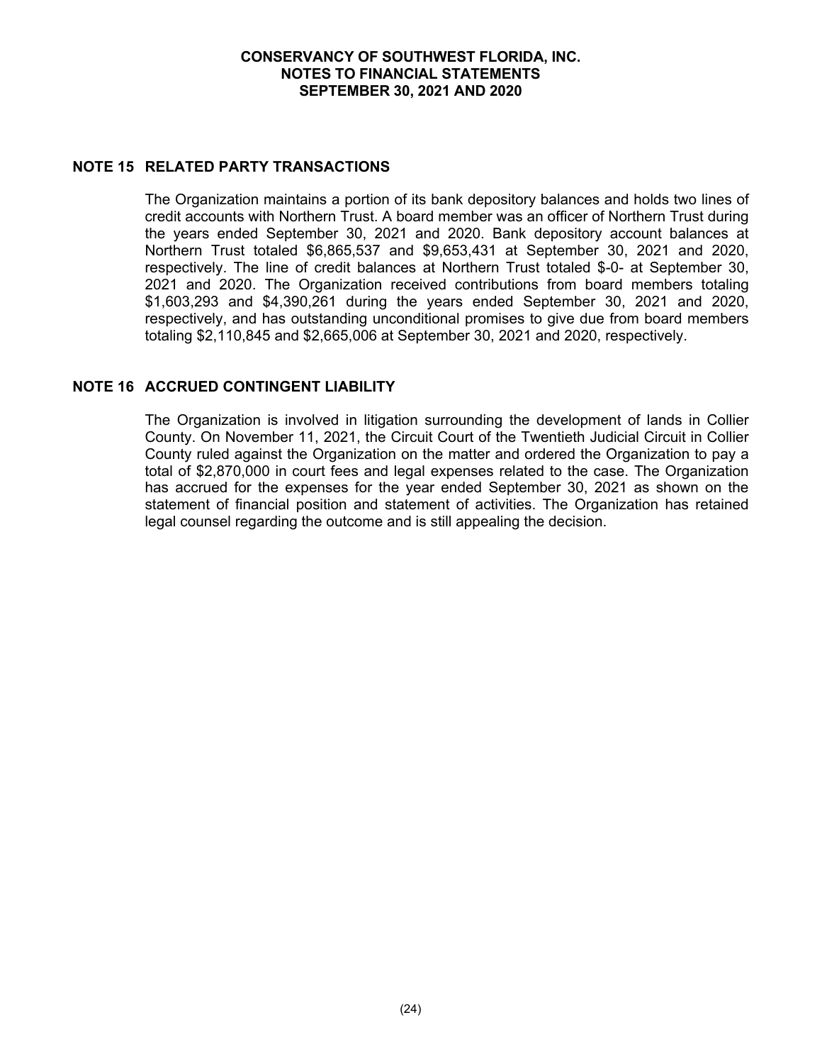# CONSERVANCY OF SOUTHWEST FLORIDA, INC.
## NOTES TO FINANCIAL STATEMENTS
## SEPTEMBER 30, 2021 AND 2020

### NOTE 15 RELATED PARTY TRANSACTIONS

The Organization maintains a portion of its bank depository balances and holds two lines of credit accounts with Northern Trust. A board member was an officer of Northern Trust during the years ended September 30, 2021 and 2020. Bank depository account balances at Northern Trust totaled $6,865,537 and $9,653,431 at September 30, 2021 and 2020, respectively. The line of credit balances at Northern Trust totaled $-0- at September 30, 2021 and 2020. The Organization received contributions from board members totaling $1,603,293 and $4,390,261 during the years ended September 30, 2021 and 2020, respectively, and has outstanding unconditional promises to give due from board members totaling $2,110,845 and $2,665,006 at September 30, 2021 and 2020, respectively.

### NOTE 16 ACCRUED CONTINGENT LIABILITY

The Organization is involved in litigation surrounding the development of lands in Collier County. On November 11, 2021, the Circuit Court of the Twentieth Judicial Circuit in Collier County ruled against the Organization on the matter and ordered the Organization to pay a total of $2,870,000 in court fees and legal expenses related to the case. The Organization has accrued for the expenses for the year ended September 30, 2021 as shown on the statement of financial position and statement of activities. The Organization has retained legal counsel regarding the outcome and is still appealing the decision.